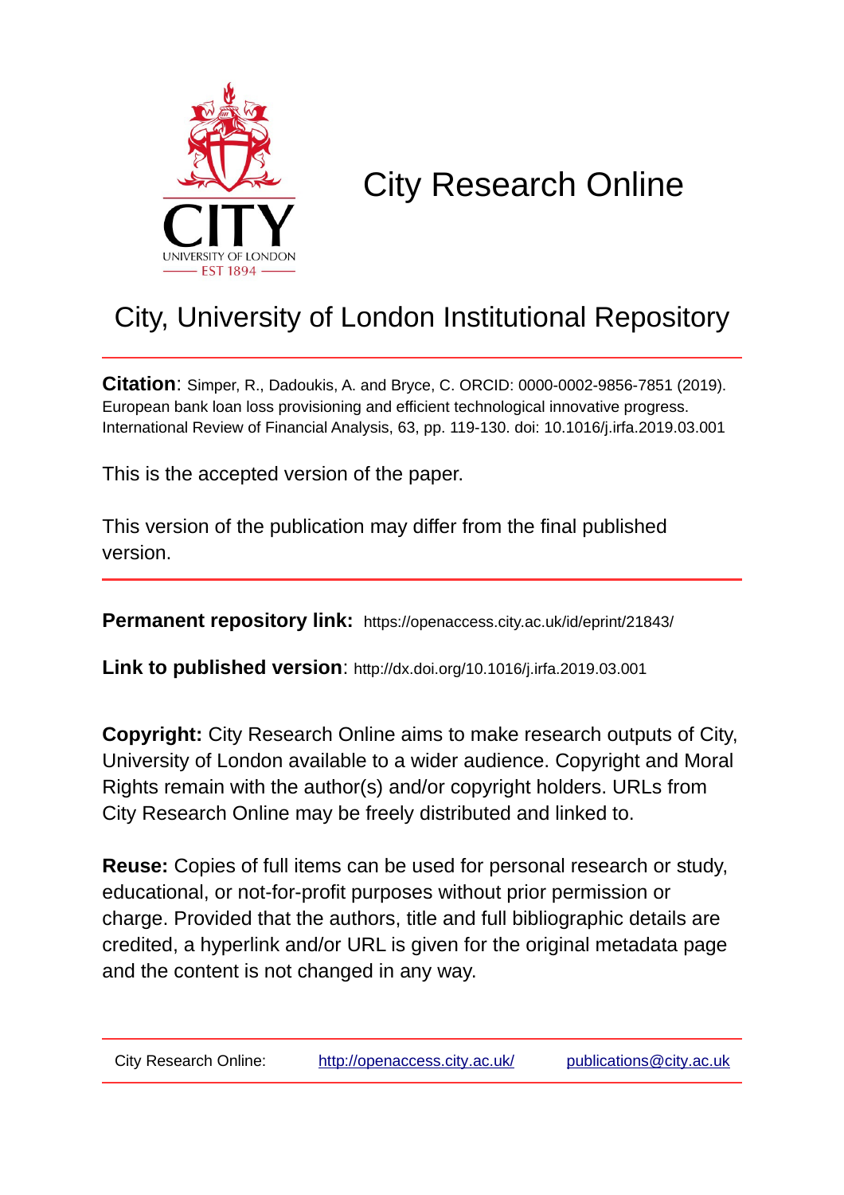# City Research Online

## City, University of London Institutional Repository

**Citation**: Simper, R., Dadoukis, A. and Bryce, C. ORCID: 0000-0002-9856-7851 (2019). European bank loan loss provisioning and efficient technological innovative progress. International Review of Financial Analysis, 63, pp. 119-130. doi: 10.1016/j.irfa.2019.03.001

This is the accepted version of the paper.

This version of the publication may differ from the final published version.

**Permanent repository link:** https://openaccess.city.ac.uk/id/eprint/21843/

**Link to published version**: http://dx.doi.org/10.1016/j.irfa.2019.03.001

**Copyright:** City Research Online aims to make research outputs of City, University of London available to a wider audience. Copyright and Moral Rights remain with the author(s) and/or copyright holders. URLs from City Research Online may be freely distributed and linked to.

**Reuse:** Copies of full items can be used for personal research or study, educational, or not-for-profit purposes without prior permission or charge. Provided that the authors, title and full bibliographic details are credited, a hyperlink and/or URL is given for the original metadata page and the content is not changed in any way.

City Research Online: http://openaccess.city.ac.uk/ publications@city.ac.uk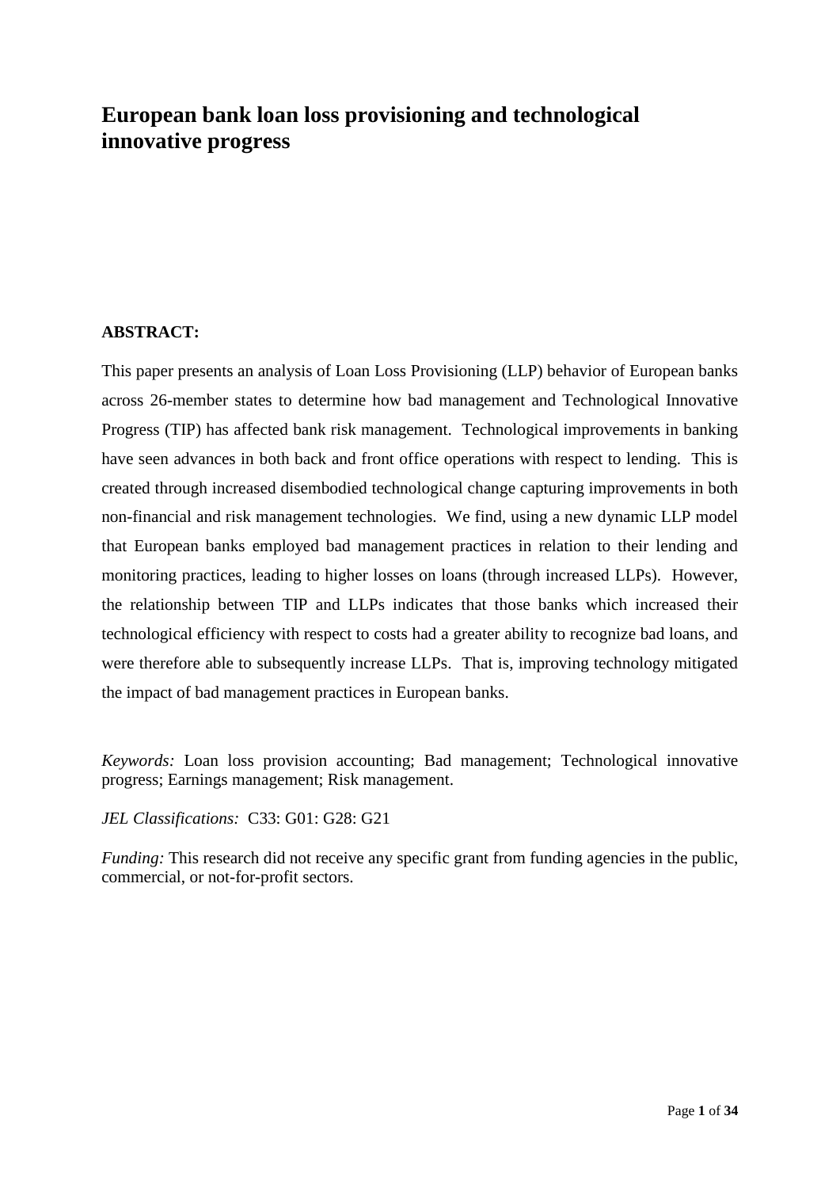# European bank loan loss provisioning and technological innovative progress

**ABSTRACT:**

This paper presents an analysis of Loan Loss Provisioning (LLP) behavior of European banks across 26-member states to determine how bad management and Technological Innovative Progress (TIP) has affected bank risk management. Technological improvements in banking have seen advances in both back and front office operations with respect to lending. This is created through increased disembodied technological change capturing improvements in both non-financial and risk management technologies. We find, using a new dynamic LLP model that European banks employed bad management practices in relation to their lending and monitoring practices, leading to higher losses on loans (through increased LLPs). However, the relationship between TIP and LLPs indicates that those banks which increased their technological efficiency with respect to costs had a greater ability to recognize bad loans, and were therefore able to subsequently increase LLPs. That is, improving technology mitigated the impact of bad management practices in European banks.

*Keywords:* Loan loss provision accounting; Bad management; Technological innovative progress; Earnings management; Risk management.

*JEL Classifications:* C33: G01: G28: G21

*Funding:* This research did not receive any specific grant from funding agencies in the public, commercial, or not-for-profit sectors.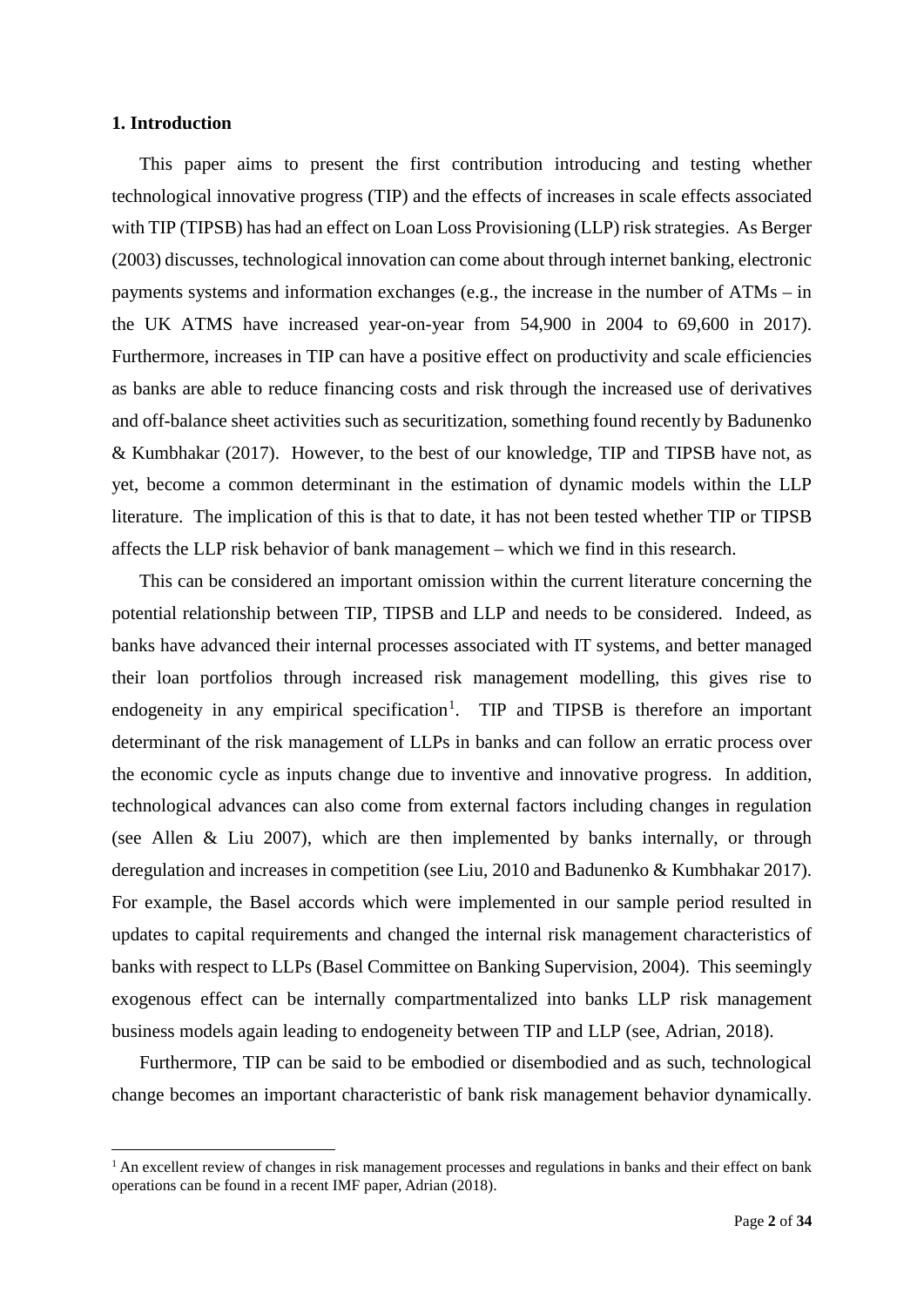## 1. Introduction

This paper aims to present the first contribution introducing and testing whether technological innovative progress (TIP) and the effects of increases in scale effects associated with TIP (TIPSB) has had an effect on Loan Loss Provisioning (LLP) risk strategies. As Berger (2003) discusses, technological innovation can come about through internet banking, electronic payments systems and information exchanges (e.g., the increase in the number of ATMs – in the UK ATMS have increased year-on-year from 54,900 in 2004 to 69,600 in 2017). Furthermore, increases in TIP can have a positive effect on productivity and scale efficiencies as banks are able to reduce financing costs and risk through the increased use of derivatives and off-balance sheet activities such as securitization, something found recently by Badunenko & Kumbhakar (2017). However, to the best of our knowledge, TIP and TIPSB have not, as yet, become a common determinant in the estimation of dynamic models within the LLP literature. The implication of this is that to date, it has not been tested whether TIP or TIPSB affects the LLP risk behavior of bank management – which we find in this research.

This can be considered an important omission within the current literature concerning the potential relationship between TIP, TIPSB and LLP and needs to be considered. Indeed, as banks have advanced their internal processes associated with IT systems, and better managed their loan portfolios through increased risk management modelling, this gives rise to endogeneity in any empirical specification[1]. TIP and TIPSB is therefore an important determinant of the risk management of LLPs in banks and can follow an erratic process over the economic cycle as inputs change due to inventive and innovative progress. In addition, technological advances can also come from external factors including changes in regulation (see Allen & Liu 2007), which are then implemented by banks internally, or through deregulation and increases in competition (see Liu, 2010 and Badunenko & Kumbhakar 2017). For example, the Basel accords which were implemented in our sample period resulted in updates to capital requirements and changed the internal risk management characteristics of banks with respect to LLPs (Basel Committee on Banking Supervision, 2004). This seemingly exogenous effect can be internally compartmentalized into banks LLP risk management business models again leading to endogeneity between TIP and LLP (see, Adrian, 2018).

Furthermore, TIP can be said to be embodied or disembodied and as such, technological change becomes an important characteristic of bank risk management behavior dynamically.

[1] An excellent review of changes in risk management processes and regulations in banks and their effect on bank operations can be found in a recent IMF paper, Adrian (2018).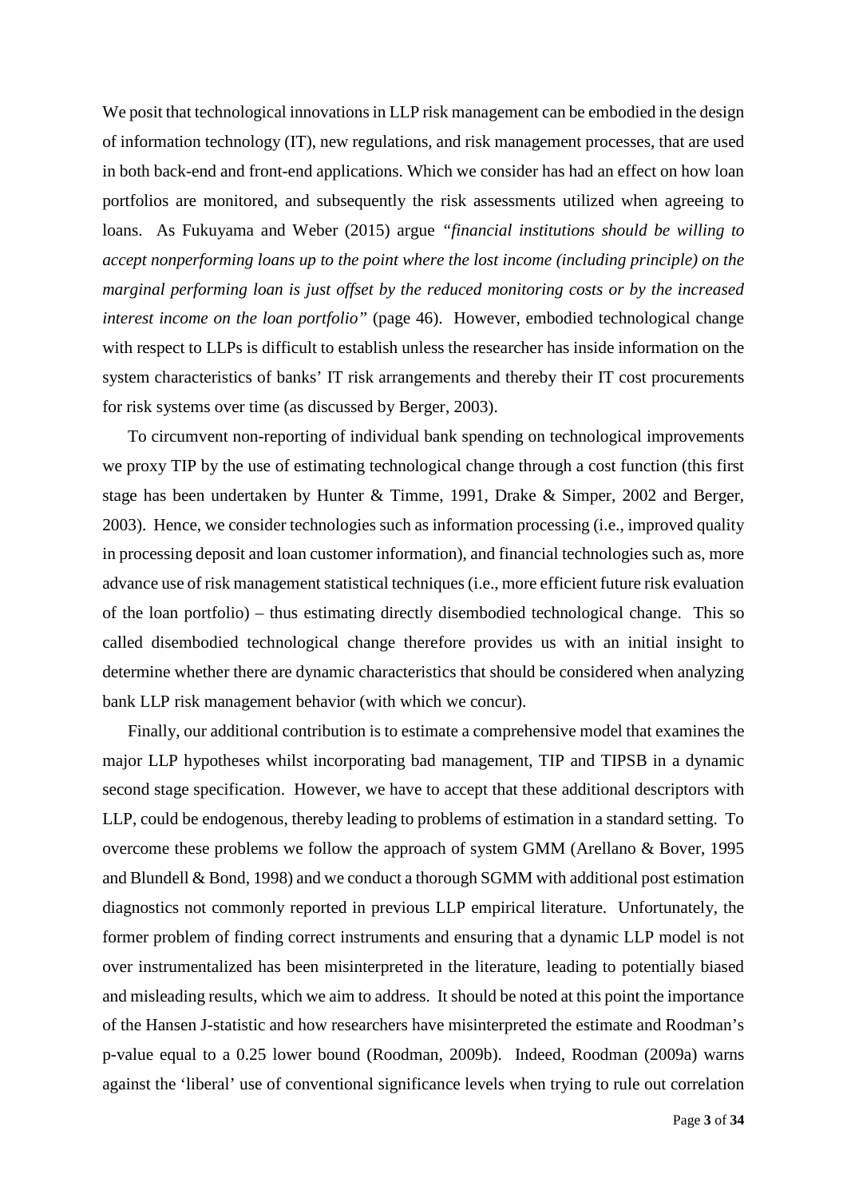We posit that technological innovations in LLP risk management can be embodied in the design of information technology (IT), new regulations, and risk management processes, that are used in both back-end and front-end applications. Which we consider has had an effect on how loan portfolios are monitored, and subsequently the risk assessments utilized when agreeing to loans. As Fukuyama and Weber (2015) argue *"financial institutions should be willing to accept nonperforming loans up to the point where the lost income (including principle) on the marginal performing loan is just offset by the reduced monitoring costs or by the increased interest income on the loan portfolio"* (page 46). However, embodied technological change with respect to LLPs is difficult to establish unless the researcher has inside information on the system characteristics of banks' IT risk arrangements and thereby their IT cost procurements for risk systems over time (as discussed by Berger, 2003).

To circumvent non-reporting of individual bank spending on technological improvements we proxy TIP by the use of estimating technological change through a cost function (this first stage has been undertaken by Hunter & Timme, 1991, Drake & Simper, 2002 and Berger, 2003). Hence, we consider technologies such as information processing (i.e., improved quality in processing deposit and loan customer information), and financial technologies such as, more advance use of risk management statistical techniques (i.e., more efficient future risk evaluation of the loan portfolio) – thus estimating directly disembodied technological change. This so called disembodied technological change therefore provides us with an initial insight to determine whether there are dynamic characteristics that should be considered when analyzing bank LLP risk management behavior (with which we concur).

Finally, our additional contribution is to estimate a comprehensive model that examines the major LLP hypotheses whilst incorporating bad management, TIP and TIPSB in a dynamic second stage specification. However, we have to accept that these additional descriptors with LLP, could be endogenous, thereby leading to problems of estimation in a standard setting. To overcome these problems we follow the approach of system GMM (Arellano & Bover, 1995 and Blundell & Bond, 1998) and we conduct a thorough SGMM with additional post estimation diagnostics not commonly reported in previous LLP empirical literature. Unfortunately, the former problem of finding correct instruments and ensuring that a dynamic LLP model is not over instrumentalized has been misinterpreted in the literature, leading to potentially biased and misleading results, which we aim to address. It should be noted at this point the importance of the Hansen J-statistic and how researchers have misinterpreted the estimate and Roodman's p-value equal to a 0.25 lower bound (Roodman, 2009b). Indeed, Roodman (2009a) warns against the 'liberal' use of conventional significance levels when trying to rule out correlation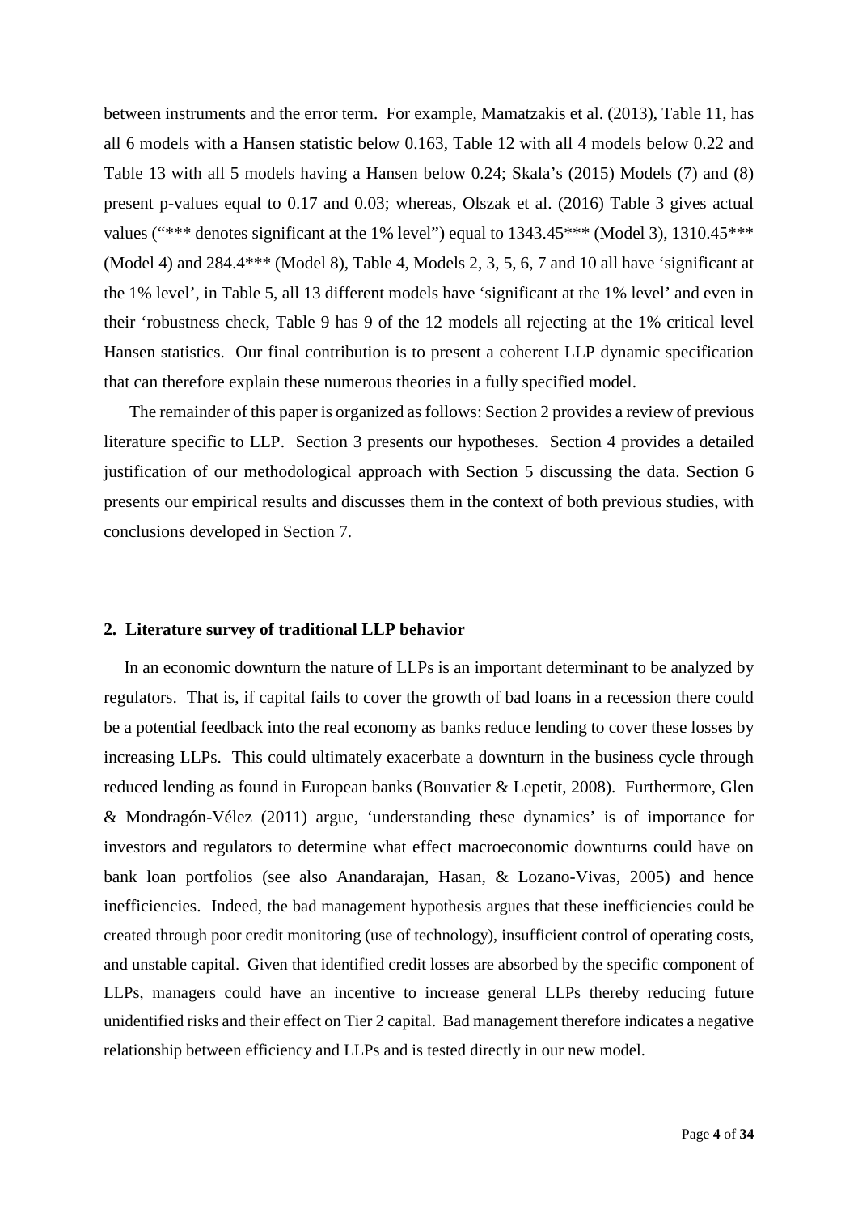between instruments and the error term. For example, Mamatzakis et al. (2013), Table 11, has all 6 models with a Hansen statistic below 0.163, Table 12 with all 4 models below 0.22 and Table 13 with all 5 models having a Hansen below 0.24; Skala's (2015) Models (7) and (8) present p-values equal to 0.17 and 0.03; whereas, Olszak et al. (2016) Table 3 gives actual values ("*** denotes significant at the 1% level") equal to 1343.45*** (Model 3), 1310.45*** (Model 4) and 284.4*** (Model 8), Table 4, Models 2, 3, 5, 6, 7 and 10 all have 'significant at the 1% level', in Table 5, all 13 different models have 'significant at the 1% level' and even in their 'robustness check, Table 9 has 9 of the 12 models all rejecting at the 1% critical level Hansen statistics. Our final contribution is to present a coherent LLP dynamic specification that can therefore explain these numerous theories in a fully specified model.

The remainder of this paper is organized as follows: Section 2 provides a review of previous literature specific to LLP. Section 3 presents our hypotheses. Section 4 provides a detailed justification of our methodological approach with Section 5 discussing the data. Section 6 presents our empirical results and discusses them in the context of both previous studies, with conclusions developed in Section 7.

## 2. Literature survey of traditional LLP behavior

In an economic downturn the nature of LLPs is an important determinant to be analyzed by regulators. That is, if capital fails to cover the growth of bad loans in a recession there could be a potential feedback into the real economy as banks reduce lending to cover these losses by increasing LLPs. This could ultimately exacerbate a downturn in the business cycle through reduced lending as found in European banks (Bouvatier & Lepetit, 2008). Furthermore, Glen & Mondragón-Vélez (2011) argue, 'understanding these dynamics' is of importance for investors and regulators to determine what effect macroeconomic downturns could have on bank loan portfolios (see also Anandarajan, Hasan, & Lozano-Vivas, 2005) and hence inefficiencies. Indeed, the bad management hypothesis argues that these inefficiencies could be created through poor credit monitoring (use of technology), insufficient control of operating costs, and unstable capital. Given that identified credit losses are absorbed by the specific component of LLPs, managers could have an incentive to increase general LLPs thereby reducing future unidentified risks and their effect on Tier 2 capital. Bad management therefore indicates a negative relationship between efficiency and LLPs and is tested directly in our new model.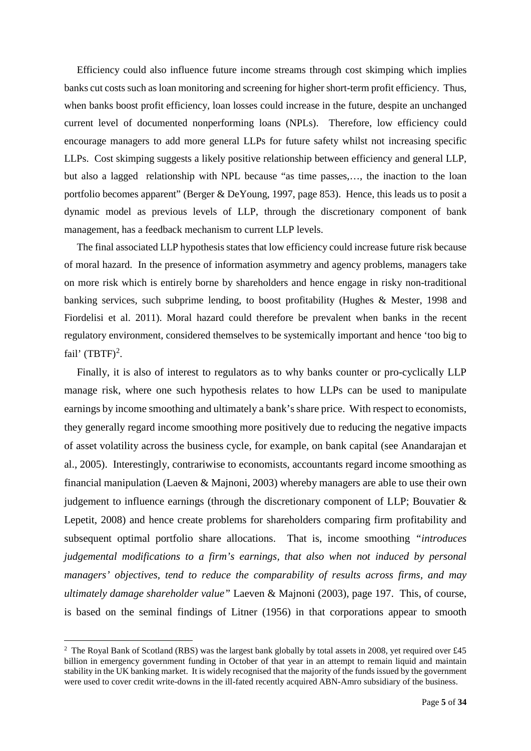Efficiency could also influence future income streams through cost skimping which implies banks cut costs such as loan monitoring and screening for higher short-term profit efficiency. Thus, when banks boost profit efficiency, loan losses could increase in the future, despite an unchanged current level of documented nonperforming loans (NPLs). Therefore, low efficiency could encourage managers to add more general LLPs for future safety whilst not increasing specific LLPs. Cost skimping suggests a likely positive relationship between efficiency and general LLP, but also a lagged relationship with NPL because "as time passes,…, the inaction to the loan portfolio becomes apparent" (Berger & DeYoung, 1997, page 853). Hence, this leads us to posit a dynamic model as previous levels of LLP, through the discretionary component of bank management, has a feedback mechanism to current LLP levels.

The final associated LLP hypothesis states that low efficiency could increase future risk because of moral hazard. In the presence of information asymmetry and agency problems, managers take on more risk which is entirely borne by shareholders and hence engage in risky non-traditional banking services, such subprime lending, to boost profitability (Hughes & Mester, 1998 and Fiordelisi et al. 2011). Moral hazard could therefore be prevalent when banks in the recent regulatory environment, considered themselves to be systemically important and hence 'too big to fail' (TBTF)[2].

Finally, it is also of interest to regulators as to why banks counter or pro-cyclically LLP manage risk, where one such hypothesis relates to how LLPs can be used to manipulate earnings by income smoothing and ultimately a bank's share price. With respect to economists, they generally regard income smoothing more positively due to reducing the negative impacts of asset volatility across the business cycle, for example, on bank capital (see Anandarajan et al., 2005). Interestingly, contrariwise to economists, accountants regard income smoothing as financial manipulation (Laeven & Majnoni, 2003) whereby managers are able to use their own judgement to influence earnings (through the discretionary component of LLP; Bouvatier & Lepetit, 2008) and hence create problems for shareholders comparing firm profitability and subsequent optimal portfolio share allocations. That is, income smoothing "*introduces judgemental modifications to a firm's earnings, that also when not induced by personal managers' objectives, tend to reduce the comparability of results across firms, and may ultimately damage shareholder value*" Laeven & Majnoni (2003), page 197. This, of course, is based on the seminal findings of Litner (1956) in that corporations appear to smooth

[2] The Royal Bank of Scotland (RBS) was the largest bank globally by total assets in 2008, yet required over £45 billion in emergency government funding in October of that year in an attempt to remain liquid and maintain stability in the UK banking market. It is widely recognised that the majority of the funds issued by the government were used to cover credit write-downs in the ill-fated recently acquired ABN-Amro subsidiary of the business.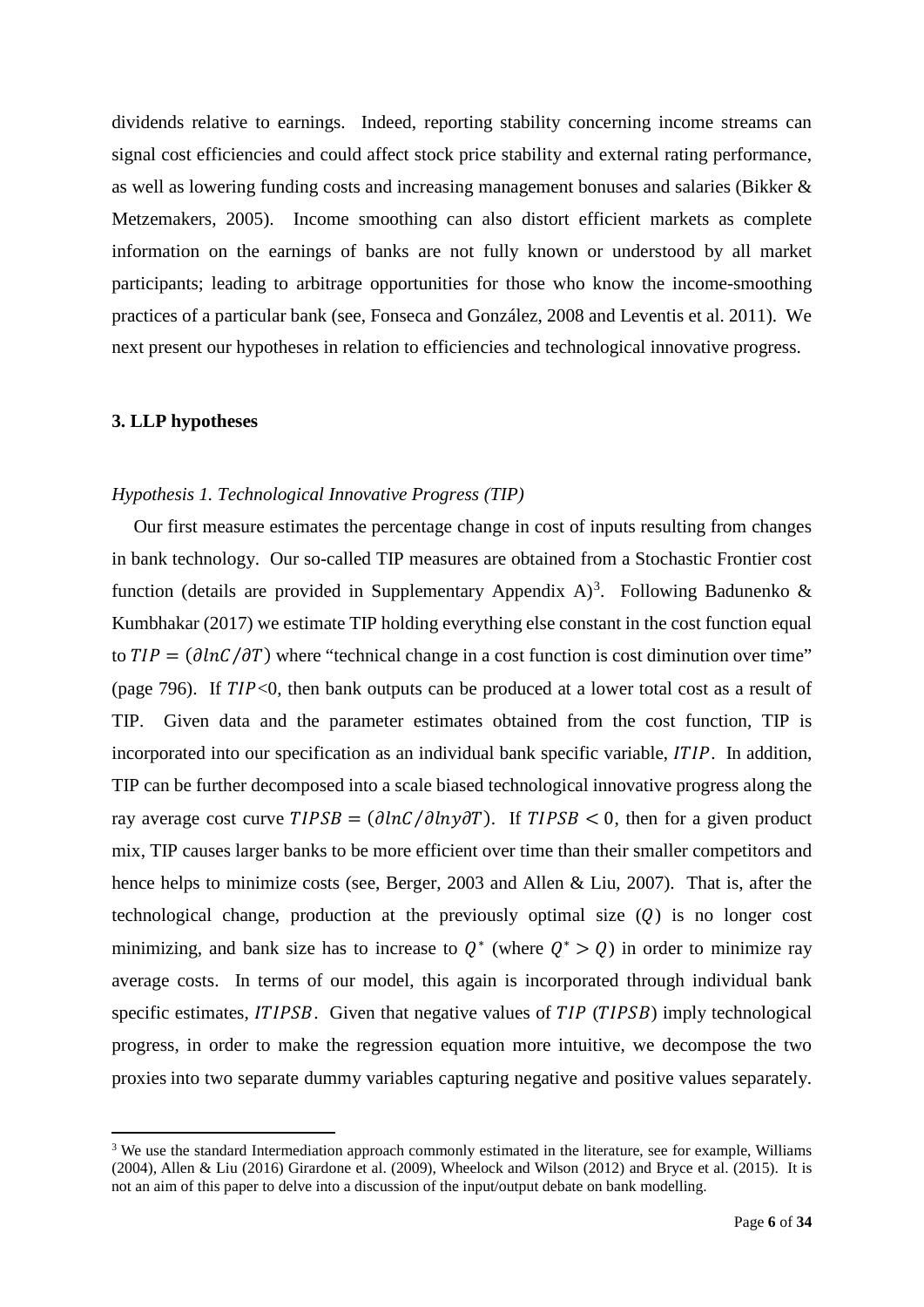dividends relative to earnings. Indeed, reporting stability concerning income streams can signal cost efficiencies and could affect stock price stability and external rating performance, as well as lowering funding costs and increasing management bonuses and salaries (Bikker & Metzemakers, 2005). Income smoothing can also distort efficient markets as complete information on the earnings of banks are not fully known or understood by all market participants; leading to arbitrage opportunities for those who know the income-smoothing practices of a particular bank (see, Fonseca and González, 2008 and Leventis et al. 2011). We next present our hypotheses in relation to efficiencies and technological innovative progress.

### 3. LLP hypotheses

*Hypothesis 1. Technological Innovative Progress (TIP)*

Our first measure estimates the percentage change in cost of inputs resulting from changes in bank technology. Our so-called TIP measures are obtained from a Stochastic Frontier cost function (details are provided in Supplementary Appendix A)[3]. Following Badunenko & Kumbhakar (2017) we estimate TIP holding everything else constant in the cost function equal to $TIP = (\partial lnC/\partial T)$ where "technical change in a cost function is cost diminution over time" (page 796). If $TIP$<0, then bank outputs can be produced at a lower total cost as a result of TIP. Given data and the parameter estimates obtained from the cost function, TIP is incorporated into our specification as an individual bank specific variable, $ITIP$. In addition, TIP can be further decomposed into a scale biased technological innovative progress along the ray average cost curve $TIPSB = (\partial lnC/\partial lny\partial T)$. If $TIPSB < 0$, then for a given product mix, TIP causes larger banks to be more efficient over time than their smaller competitors and hence helps to minimize costs (see, Berger, 2003 and Allen & Liu, 2007). That is, after the technological change, production at the previously optimal size ($Q$) is no longer cost minimizing, and bank size has to increase to $Q^*$ (where $Q^* > Q$) in order to minimize ray average costs. In terms of our model, this again is incorporated through individual bank specific estimates, $ITIPSB$. Given that negative values of $TIP$ ($TIPSB$) imply technological progress, in order to make the regression equation more intuitive, we decompose the two proxies into two separate dummy variables capturing negative and positive values separately.

[3] We use the standard Intermediation approach commonly estimated in the literature, see for example, Williams (2004), Allen & Liu (2016) Girardone et al. (2009), Wheelock and Wilson (2012) and Bryce et al. (2015). It is not an aim of this paper to delve into a discussion of the input/output debate on bank modelling.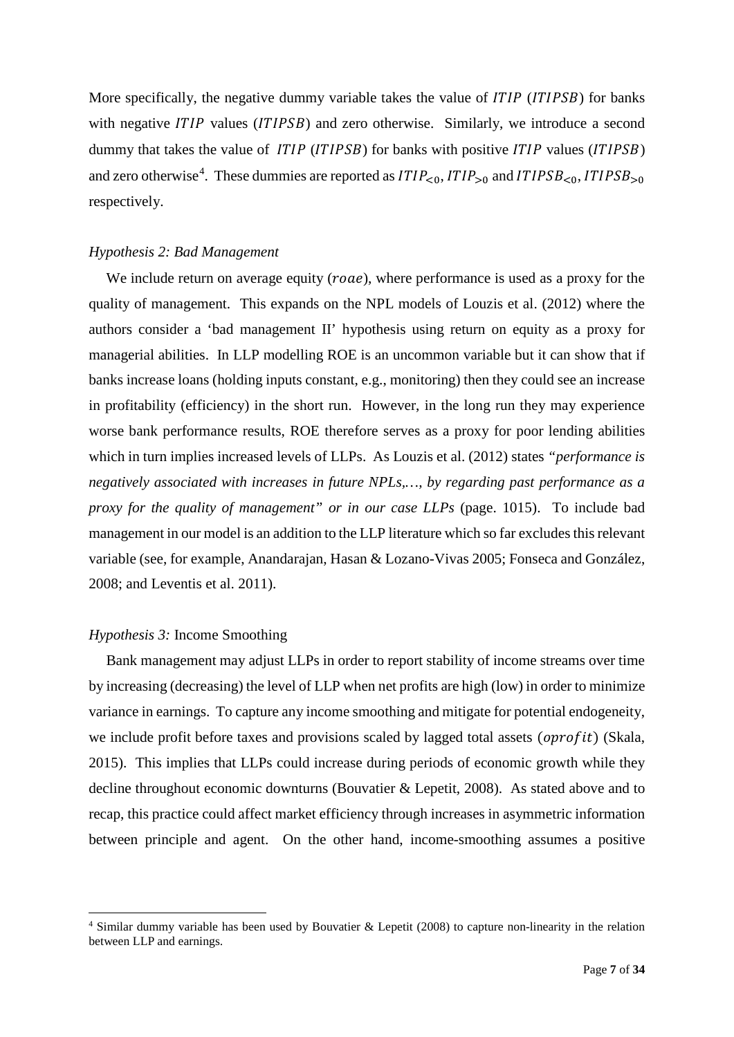More specifically, the negative dummy variable takes the value of $ITIP$ ($ITIPSB$) for banks with negative $ITIP$ values ($ITIPSB$) and zero otherwise. Similarly, we introduce a second dummy that takes the value of $ITIP$ ($ITIPSB$) for banks with positive $ITIP$ values ($ITIPSB$) and zero otherwise[4]. These dummies are reported as $ITIP_{<0}, ITIP_{>0}$ and $ITIPSB_{<0}, ITIPSB_{>0}$ respectively.

*Hypothesis 2: Bad Management*

We include return on average equity ($roae$), where performance is used as a proxy for the quality of management. This expands on the NPL models of Louzis et al. (2012) where the authors consider a 'bad management II' hypothesis using return on equity as a proxy for managerial abilities. In LLP modelling ROE is an uncommon variable but it can show that if banks increase loans (holding inputs constant, e.g., monitoring) then they could see an increase in profitability (efficiency) in the short run. However, in the long run they may experience worse bank performance results, ROE therefore serves as a proxy for poor lending abilities which in turn implies increased levels of LLPs. As Louzis et al. (2012) states *"performance is negatively associated with increases in future NPLs,…, by regarding past performance as a proxy for the quality of management" or in our case LLPs* (page. 1015). To include bad management in our model is an addition to the LLP literature which so far excludes this relevant variable (see, for example, Anandarajan, Hasan & Lozano-Vivas 2005; Fonseca and González, 2008; and Leventis et al. 2011).

*Hypothesis 3:* Income Smoothing

Bank management may adjust LLPs in order to report stability of income streams over time by increasing (decreasing) the level of LLP when net profits are high (low) in order to minimize variance in earnings. To capture any income smoothing and mitigate for potential endogeneity, we include profit before taxes and provisions scaled by lagged total assets ($oprofit$) (Skala, 2015). This implies that LLPs could increase during periods of economic growth while they decline throughout economic downturns (Bouvatier & Lepetit, 2008). As stated above and to recap, this practice could affect market efficiency through increases in asymmetric information between principle and agent. On the other hand, income-smoothing assumes a positive

[4] Similar dummy variable has been used by Bouvatier & Lepetit (2008) to capture non-linearity in the relation between LLP and earnings.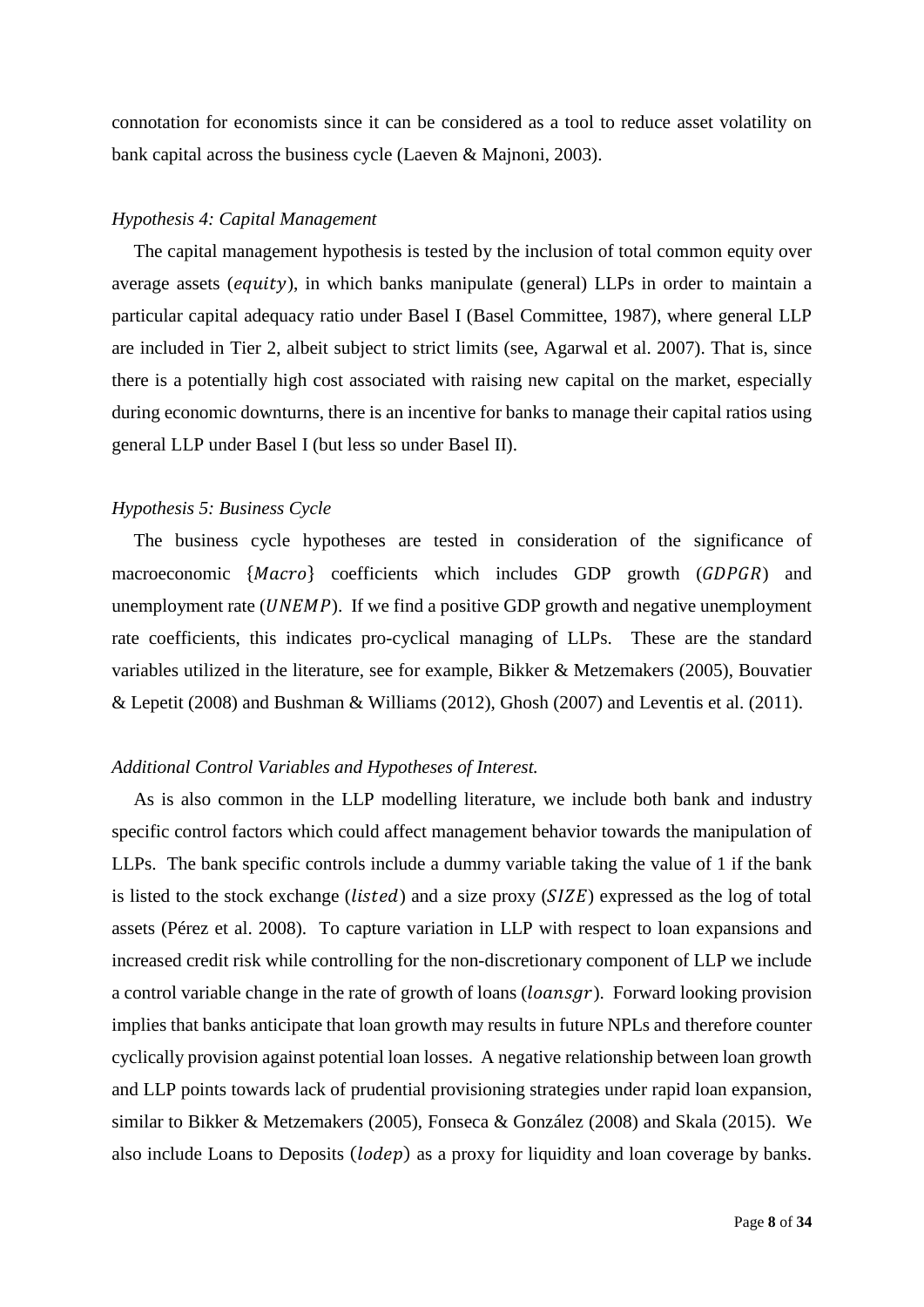connotation for economists since it can be considered as a tool to reduce asset volatility on bank capital across the business cycle (Laeven & Majnoni, 2003).

*Hypothesis 4: Capital Management*

The capital management hypothesis is tested by the inclusion of total common equity over average assets ($equity$), in which banks manipulate (general) LLPs in order to maintain a particular capital adequacy ratio under Basel I (Basel Committee, 1987), where general LLP are included in Tier 2, albeit subject to strict limits (see, Agarwal et al. 2007). That is, since there is a potentially high cost associated with raising new capital on the market, especially during economic downturns, there is an incentive for banks to manage their capital ratios using general LLP under Basel I (but less so under Basel II).

*Hypothesis 5: Business Cycle*

The business cycle hypotheses are tested in consideration of the significance of macroeconomic $\{Macro\}$ coefficients which includes GDP growth ($GDPGR$) and unemployment rate ($UNEMP$). If we find a positive GDP growth and negative unemployment rate coefficients, this indicates pro-cyclical managing of LLPs. These are the standard variables utilized in the literature, see for example, Bikker & Metzemakers (2005), Bouvatier & Lepetit (2008) and Bushman & Williams (2012), Ghosh (2007) and Leventis et al. (2011).

*Additional Control Variables and Hypotheses of Interest.*

As is also common in the LLP modelling literature, we include both bank and industry specific control factors which could affect management behavior towards the manipulation of LLPs. The bank specific controls include a dummy variable taking the value of 1 if the bank is listed to the stock exchange ($listed$) and a size proxy ($SIZE$) expressed as the log of total assets (Pérez et al. 2008). To capture variation in LLP with respect to loan expansions and increased credit risk while controlling for the non-discretionary component of LLP we include a control variable change in the rate of growth of loans ($loansgr$). Forward looking provision implies that banks anticipate that loan growth may results in future NPLs and therefore counter cyclically provision against potential loan losses. A negative relationship between loan growth and LLP points towards lack of prudential provisioning strategies under rapid loan expansion, similar to Bikker & Metzemakers (2005), Fonseca & González (2008) and Skala (2015). We also include Loans to Deposits ($lodep$) as a proxy for liquidity and loan coverage by banks.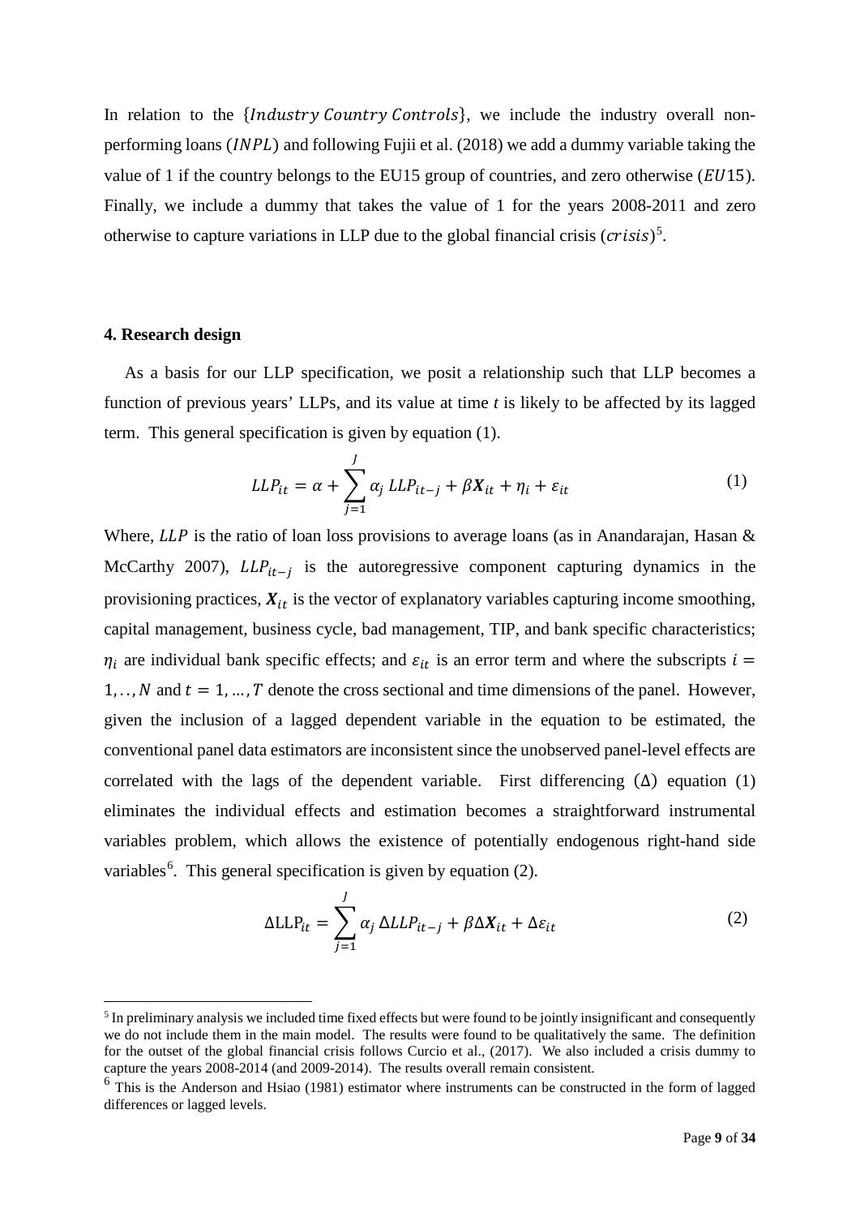In relation to the $\{Industry\ Country\ Controls\}$, we include the industry overall non-performing loans ($INPL$) and following Fujii et al. (2018) we add a dummy variable taking the value of 1 if the country belongs to the EU15 group of countries, and zero otherwise ($EU15$). Finally, we include a dummy that takes the value of 1 for the years 2008-2011 and zero otherwise to capture variations in LLP due to the global financial crisis ($crisis$)[5].

## 4. Research design

As a basis for our LLP specification, we posit a relationship such that LLP becomes a function of previous years' LLPs, and its value at time *t* is likely to be affected by its lagged term. This general specification is given by equation (1).

$$LLP_{it} = \alpha + \sum_{j=1}^{J} \alpha_j \, LLP_{it-j} + \beta \boldsymbol{X}_{it} + \eta_i + \varepsilon_{it} \tag{1}$$

Where, $LLP$ is the ratio of loan loss provisions to average loans (as in Anandarajan, Hasan & McCarthy 2007), $LLP_{it-j}$ is the autoregressive component capturing dynamics in the provisioning practices, $\boldsymbol{X}_{it}$ is the vector of explanatory variables capturing income smoothing, capital management, business cycle, bad management, TIP, and bank specific characteristics; $\eta_i$ are individual bank specific effects; and $\varepsilon_{it}$ is an error term and where the subscripts $i = 1, .., N$ and $t = 1, ..., T$ denote the cross sectional and time dimensions of the panel. However, given the inclusion of a lagged dependent variable in the equation to be estimated, the conventional panel data estimators are inconsistent since the unobserved panel-level effects are correlated with the lags of the dependent variable. First differencing ($\Delta$) equation (1) eliminates the individual effects and estimation becomes a straightforward instrumental variables problem, which allows the existence of potentially endogenous right-hand side variables[6]. This general specification is given by equation (2).

$$\Delta \mathrm{LLP}_{it} = \sum_{j=1}^{J} \alpha_j \, \Delta LLP_{it-j} + \beta \Delta \boldsymbol{X}_{it} + \Delta \varepsilon_{it} \tag{2}$$

[5] In preliminary analysis we included time fixed effects but were found to be jointly insignificant and consequently we do not include them in the main model. The results were found to be qualitatively the same. The definition for the outset of the global financial crisis follows Curcio et al., (2017). We also included a crisis dummy to capture the years 2008-2014 (and 2009-2014). The results overall remain consistent.

[6] This is the Anderson and Hsiao (1981) estimator where instruments can be constructed in the form of lagged differences or lagged levels.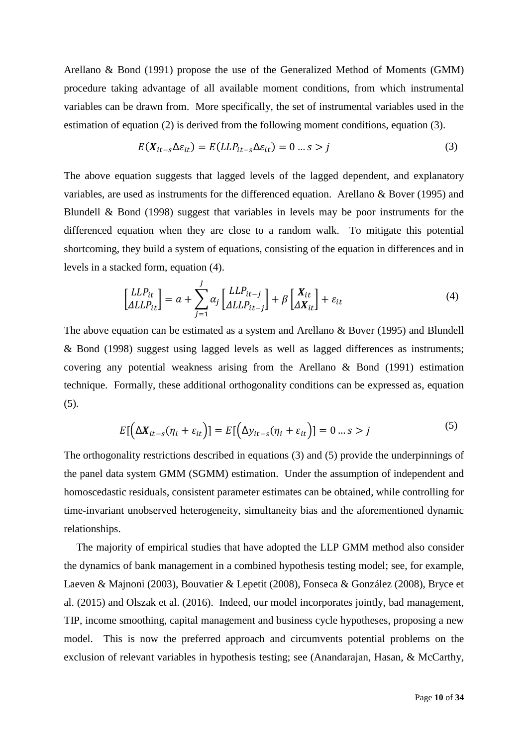Arellano & Bond (1991) propose the use of the Generalized Method of Moments (GMM) procedure taking advantage of all available moment conditions, from which instrumental variables can be drawn from. More specifically, the set of instrumental variables used in the estimation of equation (2) is derived from the following moment conditions, equation (3).

$$E(\boldsymbol{X}_{it-s}\Delta\varepsilon_{it}) = E(LLP_{it-s}\Delta\varepsilon_{it}) = 0 \ldots s > j \tag{3}$$

The above equation suggests that lagged levels of the lagged dependent, and explanatory variables, are used as instruments for the differenced equation. Arellano & Bover (1995) and Blundell & Bond (1998) suggest that variables in levels may be poor instruments for the differenced equation when they are close to a random walk. To mitigate this potential shortcoming, they build a system of equations, consisting of the equation in differences and in levels in a stacked form, equation (4).

$$\begin{bmatrix} LLP_{it} \\ \Delta LLP_{it} \end{bmatrix} = a + \sum_{j=1}^{J} \alpha_j \begin{bmatrix} LLP_{it-j} \\ \Delta LLP_{it-j} \end{bmatrix} + \beta \begin{bmatrix} \boldsymbol{X}_{it} \\ \Delta \boldsymbol{X}_{it} \end{bmatrix} + \varepsilon_{it} \tag{4}$$

The above equation can be estimated as a system and Arellano & Bover (1995) and Blundell & Bond (1998) suggest using lagged levels as well as lagged differences as instruments; covering any potential weakness arising from the Arellano & Bond (1991) estimation technique. Formally, these additional orthogonality conditions can be expressed as, equation (5).

$$E[\left(\Delta\boldsymbol{X}_{it-s}(\eta_i + \varepsilon_{it}\right)] = E[\left(\Delta y_{it-s}(\eta_i + \varepsilon_{it}\right)] = 0 \ldots s > j \tag{5}$$

The orthogonality restrictions described in equations (3) and (5) provide the underpinnings of the panel data system GMM (SGMM) estimation. Under the assumption of independent and homoscedastic residuals, consistent parameter estimates can be obtained, while controlling for time-invariant unobserved heterogeneity, simultaneity bias and the aforementioned dynamic relationships.

The majority of empirical studies that have adopted the LLP GMM method also consider the dynamics of bank management in a combined hypothesis testing model; see, for example, Laeven & Majnoni (2003), Bouvatier & Lepetit (2008), Fonseca & González (2008), Bryce et al. (2015) and Olszak et al. (2016). Indeed, our model incorporates jointly, bad management, TIP, income smoothing, capital management and business cycle hypotheses, proposing a new model. This is now the preferred approach and circumvents potential problems on the exclusion of relevant variables in hypothesis testing; see (Anandarajan, Hasan, & McCarthy,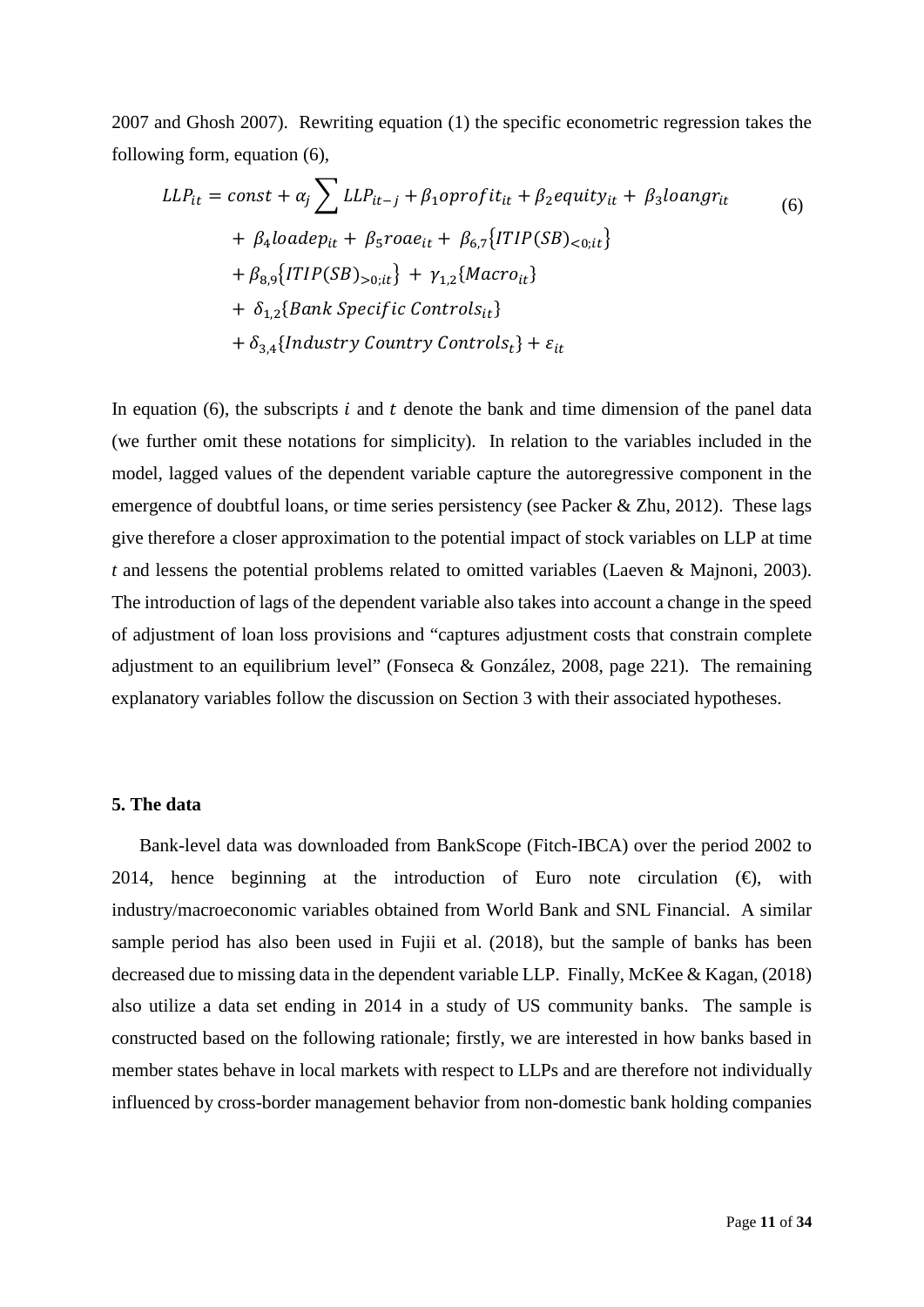2007 and Ghosh 2007). Rewriting equation (1) the specific econometric regression takes the following form, equation (6),

$$
\begin{aligned}
LLP_{it} = const + \alpha_j \sum LLP_{it-j} + \beta_1 oprofit_{it} + \beta_2 equity_{it} + \beta_3 loangr_{it} \\
+ \beta_4 loadep_{it} + \beta_5 roae_{it} + \beta_{6,7}\{ITIP(SB)_{<0;it}\} \\
+ \beta_{8,9}\{ITIP(SB)_{>0;it}\} + \gamma_{1,2}\{Macro_{it}\} \\
+ \delta_{1,2}\{Bank\ Specific\ Controls_{it}\} \\
+ \delta_{3,4}\{Industry\ Country\ Controls_t\} + \varepsilon_{it}
\end{aligned}
\tag{6}
$$

In equation (6), the subscripts $i$ and $t$ denote the bank and time dimension of the panel data (we further omit these notations for simplicity). In relation to the variables included in the model, lagged values of the dependent variable capture the autoregressive component in the emergence of doubtful loans, or time series persistency (see Packer & Zhu, 2012). These lags give therefore a closer approximation to the potential impact of stock variables on LLP at time *t* and lessens the potential problems related to omitted variables (Laeven & Majnoni, 2003). The introduction of lags of the dependent variable also takes into account a change in the speed of adjustment of loan loss provisions and "captures adjustment costs that constrain complete adjustment to an equilibrium level" (Fonseca & González, 2008, page 221). The remaining explanatory variables follow the discussion on Section 3 with their associated hypotheses.

**5. The data**

Bank-level data was downloaded from BankScope (Fitch-IBCA) over the period 2002 to 2014, hence beginning at the introduction of Euro note circulation (€), with industry/macroeconomic variables obtained from World Bank and SNL Financial. A similar sample period has also been used in Fujii et al. (2018), but the sample of banks has been decreased due to missing data in the dependent variable LLP. Finally, McKee & Kagan, (2018) also utilize a data set ending in 2014 in a study of US community banks. The sample is constructed based on the following rationale; firstly, we are interested in how banks based in member states behave in local markets with respect to LLPs and are therefore not individually influenced by cross-border management behavior from non-domestic bank holding companies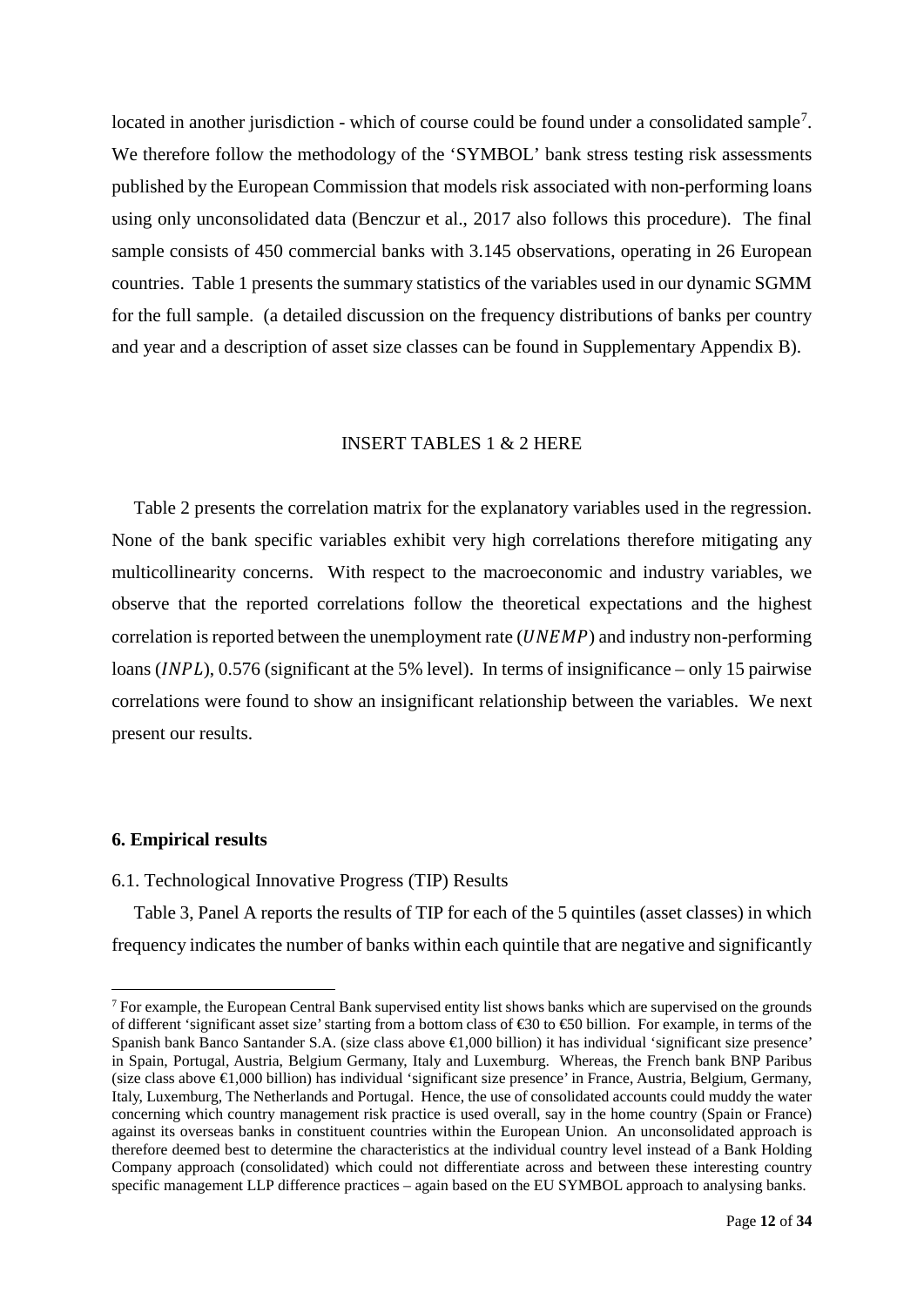located in another jurisdiction - which of course could be found under a consolidated sample[7]. We therefore follow the methodology of the 'SYMBOL' bank stress testing risk assessments published by the European Commission that models risk associated with non-performing loans using only unconsolidated data (Benczur et al., 2017 also follows this procedure). The final sample consists of 450 commercial banks with 3.145 observations, operating in 26 European countries. Table 1 presents the summary statistics of the variables used in our dynamic SGMM for the full sample. (a detailed discussion on the frequency distributions of banks per country and year and a description of asset size classes can be found in Supplementary Appendix B).

INSERT TABLES 1 & 2 HERE

Table 2 presents the correlation matrix for the explanatory variables used in the regression. None of the bank specific variables exhibit very high correlations therefore mitigating any multicollinearity concerns. With respect to the macroeconomic and industry variables, we observe that the reported correlations follow the theoretical expectations and the highest correlation is reported between the unemployment rate ($UNEMP$) and industry non-performing loans ($INPL$), 0.576 (significant at the 5% level). In terms of insignificance – only 15 pairwise correlations were found to show an insignificant relationship between the variables. We next present our results.

## 6. Empirical results

### 6.1. Technological Innovative Progress (TIP) Results

Table 3, Panel A reports the results of TIP for each of the 5 quintiles (asset classes) in which frequency indicates the number of banks within each quintile that are negative and significantly

[7] For example, the European Central Bank supervised entity list shows banks which are supervised on the grounds of different 'significant asset size' starting from a bottom class of €30 to €50 billion. For example, in terms of the Spanish bank Banco Santander S.A. (size class above €1,000 billion) it has individual 'significant size presence' in Spain, Portugal, Austria, Belgium Germany, Italy and Luxemburg. Whereas, the French bank BNP Paribus (size class above €1,000 billion) has individual 'significant size presence' in France, Austria, Belgium, Germany, Italy, Luxemburg, The Netherlands and Portugal. Hence, the use of consolidated accounts could muddy the water concerning which country management risk practice is used overall, say in the home country (Spain or France) against its overseas banks in constituent countries within the European Union. An unconsolidated approach is therefore deemed best to determine the characteristics at the individual country level instead of a Bank Holding Company approach (consolidated) which could not differentiate across and between these interesting country specific management LLP difference practices – again based on the EU SYMBOL approach to analysing banks.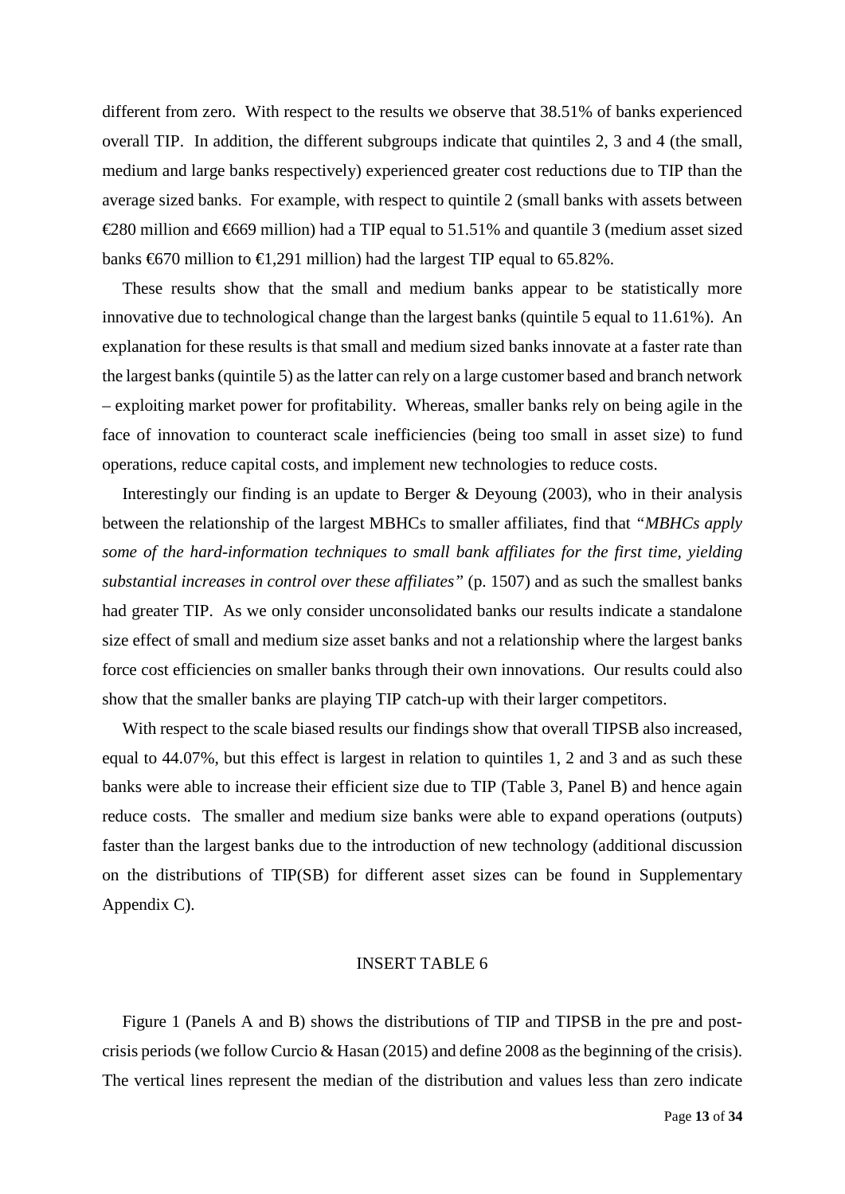different from zero. With respect to the results we observe that 38.51% of banks experienced overall TIP. In addition, the different subgroups indicate that quintiles 2, 3 and 4 (the small, medium and large banks respectively) experienced greater cost reductions due to TIP than the average sized banks. For example, with respect to quintile 2 (small banks with assets between €280 million and €669 million) had a TIP equal to 51.51% and quantile 3 (medium asset sized banks €670 million to €1,291 million) had the largest TIP equal to 65.82%.

These results show that the small and medium banks appear to be statistically more innovative due to technological change than the largest banks (quintile 5 equal to 11.61%). An explanation for these results is that small and medium sized banks innovate at a faster rate than the largest banks (quintile 5) as the latter can rely on a large customer based and branch network – exploiting market power for profitability. Whereas, smaller banks rely on being agile in the face of innovation to counteract scale inefficiencies (being too small in asset size) to fund operations, reduce capital costs, and implement new technologies to reduce costs.

Interestingly our finding is an update to Berger & Deyoung (2003), who in their analysis between the relationship of the largest MBHCs to smaller affiliates, find that *"MBHCs apply some of the hard-information techniques to small bank affiliates for the first time, yielding substantial increases in control over these affiliates"* (p. 1507) and as such the smallest banks had greater TIP. As we only consider unconsolidated banks our results indicate a standalone size effect of small and medium size asset banks and not a relationship where the largest banks force cost efficiencies on smaller banks through their own innovations. Our results could also show that the smaller banks are playing TIP catch-up with their larger competitors.

With respect to the scale biased results our findings show that overall TIPSB also increased, equal to 44.07%, but this effect is largest in relation to quintiles 1, 2 and 3 and as such these banks were able to increase their efficient size due to TIP (Table 3, Panel B) and hence again reduce costs. The smaller and medium size banks were able to expand operations (outputs) faster than the largest banks due to the introduction of new technology (additional discussion on the distributions of TIP(SB) for different asset sizes can be found in Supplementary Appendix C).

INSERT TABLE 6

Figure 1 (Panels A and B) shows the distributions of TIP and TIPSB in the pre and post-crisis periods (we follow Curcio & Hasan (2015) and define 2008 as the beginning of the crisis). The vertical lines represent the median of the distribution and values less than zero indicate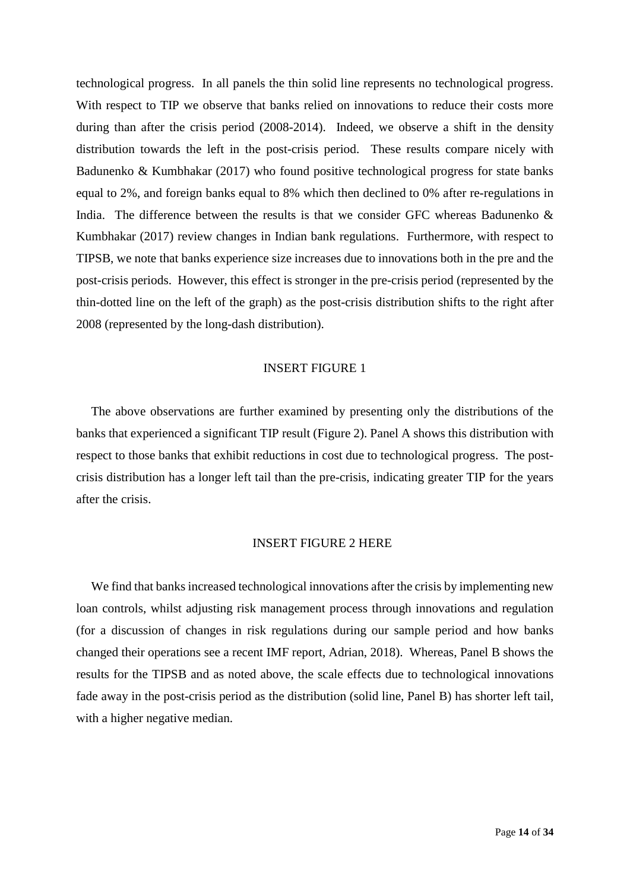technological progress. In all panels the thin solid line represents no technological progress. With respect to TIP we observe that banks relied on innovations to reduce their costs more during than after the crisis period (2008-2014). Indeed, we observe a shift in the density distribution towards the left in the post-crisis period. These results compare nicely with Badunenko & Kumbhakar (2017) who found positive technological progress for state banks equal to 2%, and foreign banks equal to 8% which then declined to 0% after re-regulations in India. The difference between the results is that we consider GFC whereas Badunenko & Kumbhakar (2017) review changes in Indian bank regulations. Furthermore, with respect to TIPSB, we note that banks experience size increases due to innovations both in the pre and the post-crisis periods. However, this effect is stronger in the pre-crisis period (represented by the thin-dotted line on the left of the graph) as the post-crisis distribution shifts to the right after 2008 (represented by the long-dash distribution).

INSERT FIGURE 1

The above observations are further examined by presenting only the distributions of the banks that experienced a significant TIP result (Figure 2). Panel A shows this distribution with respect to those banks that exhibit reductions in cost due to technological progress. The post-crisis distribution has a longer left tail than the pre-crisis, indicating greater TIP for the years after the crisis.

INSERT FIGURE 2 HERE

We find that banks increased technological innovations after the crisis by implementing new loan controls, whilst adjusting risk management process through innovations and regulation (for a discussion of changes in risk regulations during our sample period and how banks changed their operations see a recent IMF report, Adrian, 2018). Whereas, Panel B shows the results for the TIPSB and as noted above, the scale effects due to technological innovations fade away in the post-crisis period as the distribution (solid line, Panel B) has shorter left tail, with a higher negative median.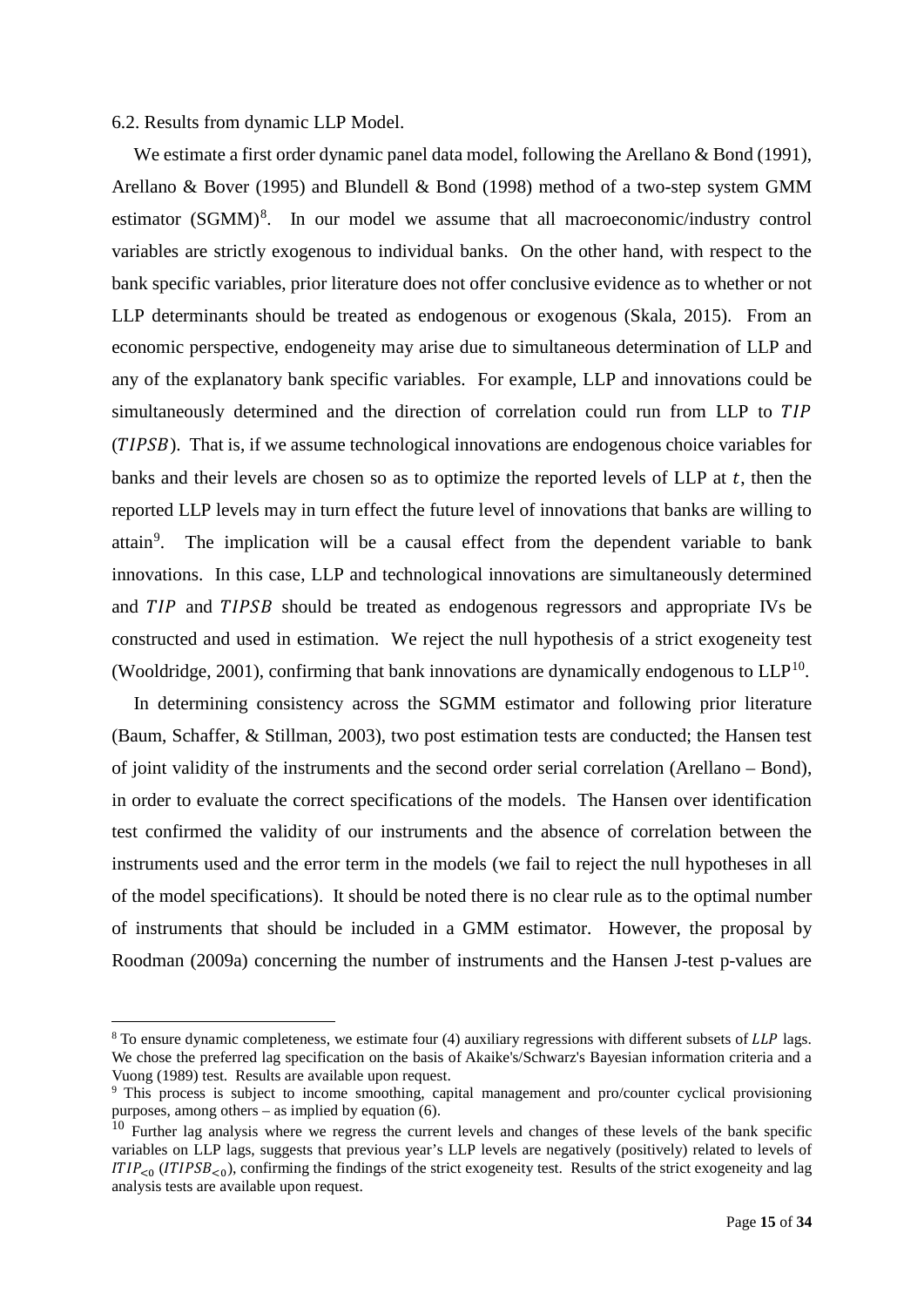6.2. Results from dynamic LLP Model.

We estimate a first order dynamic panel data model, following the Arellano & Bond (1991), Arellano & Bover (1995) and Blundell & Bond (1998) method of a two-step system GMM estimator (SGMM)[8]. In our model we assume that all macroeconomic/industry control variables are strictly exogenous to individual banks. On the other hand, with respect to the bank specific variables, prior literature does not offer conclusive evidence as to whether or not LLP determinants should be treated as endogenous or exogenous (Skala, 2015). From an economic perspective, endogeneity may arise due to simultaneous determination of LLP and any of the explanatory bank specific variables. For example, LLP and innovations could be simultaneously determined and the direction of correlation could run from LLP to $TIP$ ($TIPSB$). That is, if we assume technological innovations are endogenous choice variables for banks and their levels are chosen so as to optimize the reported levels of LLP at $t$, then the reported LLP levels may in turn effect the future level of innovations that banks are willing to attain[9]. The implication will be a causal effect from the dependent variable to bank innovations. In this case, LLP and technological innovations are simultaneously determined and $TIP$ and $TIPSB$ should be treated as endogenous regressors and appropriate IVs be constructed and used in estimation. We reject the null hypothesis of a strict exogeneity test (Wooldridge, 2001), confirming that bank innovations are dynamically endogenous to LLP[10].

In determining consistency across the SGMM estimator and following prior literature (Baum, Schaffer, & Stillman, 2003), two post estimation tests are conducted; the Hansen test of joint validity of the instruments and the second order serial correlation (Arellano – Bond), in order to evaluate the correct specifications of the models. The Hansen over identification test confirmed the validity of our instruments and the absence of correlation between the instruments used and the error term in the models (we fail to reject the null hypotheses in all of the model specifications). It should be noted there is no clear rule as to the optimal number of instruments that should be included in a GMM estimator. However, the proposal by Roodman (2009a) concerning the number of instruments and the Hansen J-test p-values are

---

[8] To ensure dynamic completeness, we estimate four (4) auxiliary regressions with different subsets of $LLP$ lags. We chose the preferred lag specification on the basis of Akaike's/Schwarz's Bayesian information criteria and a Vuong (1989) test. Results are available upon request.

[9] This process is subject to income smoothing, capital management and pro/counter cyclical provisioning purposes, among others – as implied by equation (6).

[10] Further lag analysis where we regress the current levels and changes of these levels of the bank specific variables on LLP lags, suggests that previous year's LLP levels are negatively (positively) related to levels of $ITIP_{<0}$ ($ITIPSB_{<0}$), confirming the findings of the strict exogeneity test. Results of the strict exogeneity and lag analysis tests are available upon request.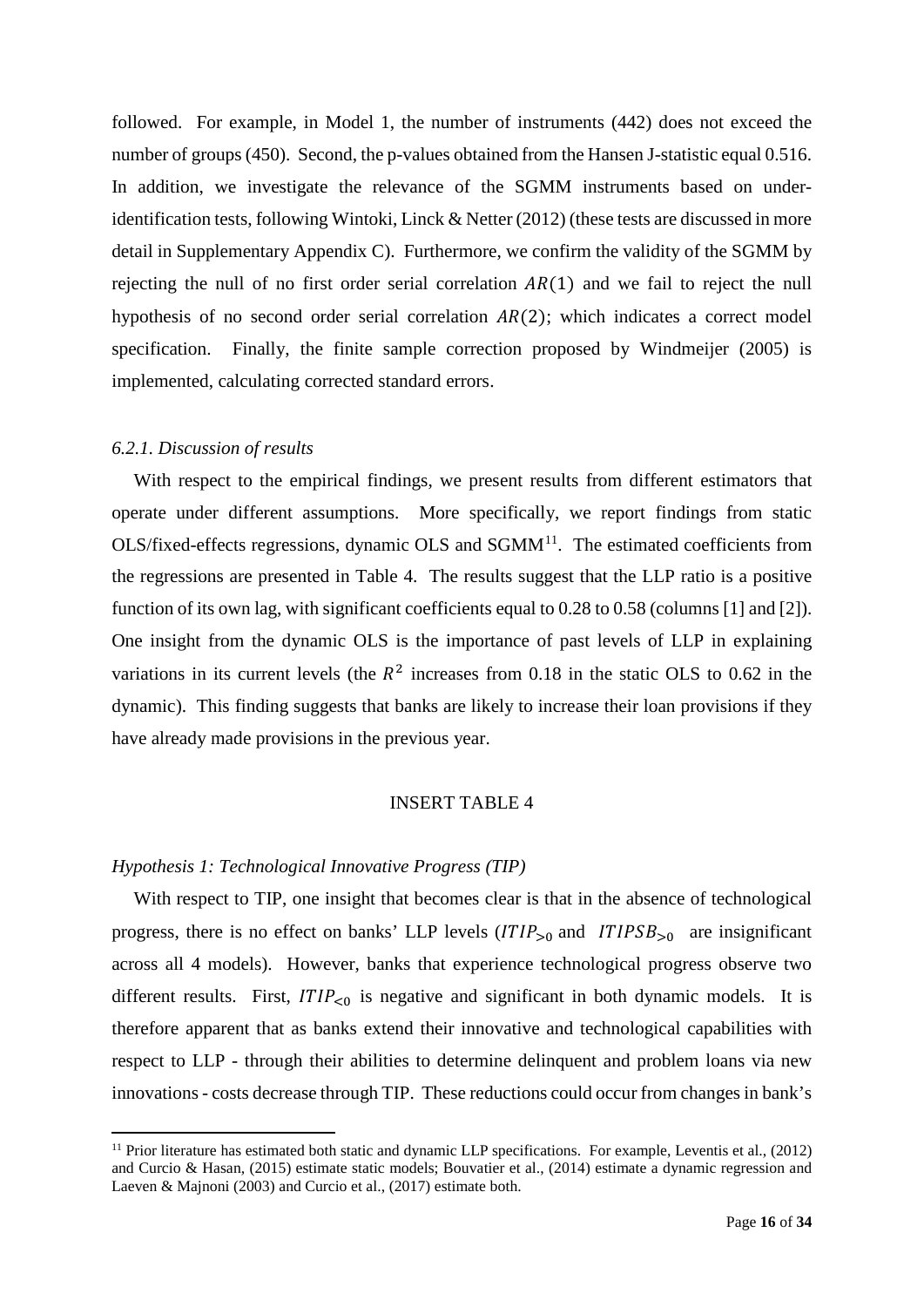followed. For example, in Model 1, the number of instruments (442) does not exceed the number of groups (450). Second, the p-values obtained from the Hansen J-statistic equal 0.516. In addition, we investigate the relevance of the SGMM instruments based on under-identification tests, following Wintoki, Linck & Netter (2012) (these tests are discussed in more detail in Supplementary Appendix C). Furthermore, we confirm the validity of the SGMM by rejecting the null of no first order serial correlation $AR(1)$ and we fail to reject the null hypothesis of no second order serial correlation $AR(2)$; which indicates a correct model specification. Finally, the finite sample correction proposed by Windmeijer (2005) is implemented, calculating corrected standard errors.

### *6.2.1. Discussion of results*

With respect to the empirical findings, we present results from different estimators that operate under different assumptions. More specifically, we report findings from static OLS/fixed-effects regressions, dynamic OLS and SGMM[11]. The estimated coefficients from the regressions are presented in Table 4. The results suggest that the LLP ratio is a positive function of its own lag, with significant coefficients equal to 0.28 to 0.58 (columns [1] and [2]). One insight from the dynamic OLS is the importance of past levels of LLP in explaining variations in its current levels (the $R^2$ increases from 0.18 in the static OLS to 0.62 in the dynamic). This finding suggests that banks are likely to increase their loan provisions if they have already made provisions in the previous year.

INSERT TABLE 4

### *Hypothesis 1: Technological Innovative Progress (TIP)*

With respect to TIP, one insight that becomes clear is that in the absence of technological progress, there is no effect on banks' LLP levels ($ITIP_{>0}$ and $ITIPSB_{>0}$ are insignificant across all 4 models). However, banks that experience technological progress observe two different results. First, $ITIP_{<0}$ is negative and significant in both dynamic models. It is therefore apparent that as banks extend their innovative and technological capabilities with respect to LLP - through their abilities to determine delinquent and problem loans via new innovations - costs decrease through TIP. These reductions could occur from changes in bank's

[11] Prior literature has estimated both static and dynamic LLP specifications. For example, Leventis et al., (2012) and Curcio & Hasan, (2015) estimate static models; Bouvatier et al., (2014) estimate a dynamic regression and Laeven & Majnoni (2003) and Curcio et al., (2017) estimate both.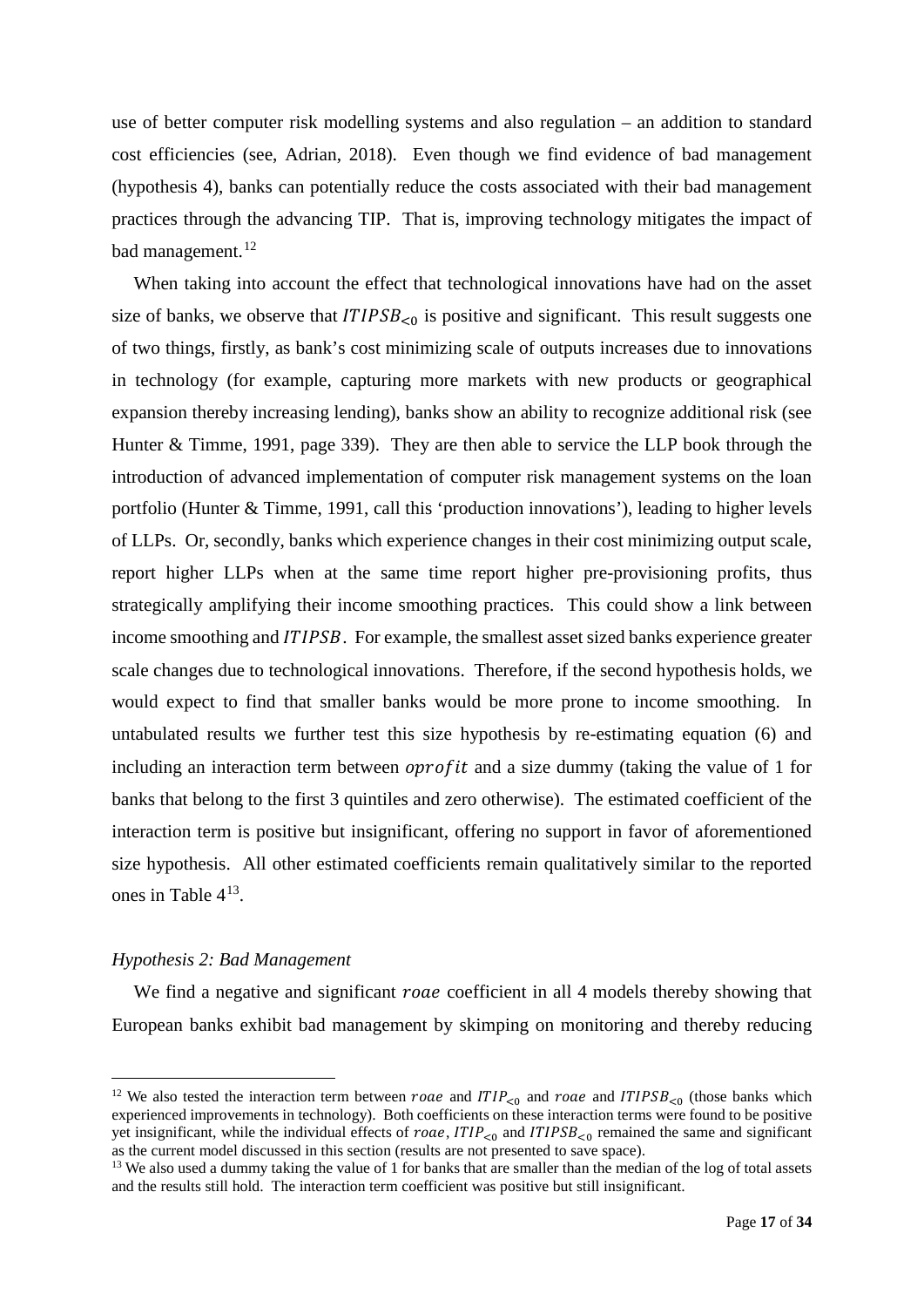use of better computer risk modelling systems and also regulation – an addition to standard cost efficiencies (see, Adrian, 2018). Even though we find evidence of bad management (hypothesis 4), banks can potentially reduce the costs associated with their bad management practices through the advancing TIP. That is, improving technology mitigates the impact of bad management.[12]

When taking into account the effect that technological innovations have had on the asset size of banks, we observe that $ITIPSB_{<0}$ is positive and significant. This result suggests one of two things, firstly, as bank's cost minimizing scale of outputs increases due to innovations in technology (for example, capturing more markets with new products or geographical expansion thereby increasing lending), banks show an ability to recognize additional risk (see Hunter & Timme, 1991, page 339). They are then able to service the LLP book through the introduction of advanced implementation of computer risk management systems on the loan portfolio (Hunter & Timme, 1991, call this 'production innovations'), leading to higher levels of LLPs. Or, secondly, banks which experience changes in their cost minimizing output scale, report higher LLPs when at the same time report higher pre-provisioning profits, thus strategically amplifying their income smoothing practices. This could show a link between income smoothing and $ITIPSB$. For example, the smallest asset sized banks experience greater scale changes due to technological innovations. Therefore, if the second hypothesis holds, we would expect to find that smaller banks would be more prone to income smoothing. In untabulated results we further test this size hypothesis by re-estimating equation (6) and including an interaction term between $oprofit$ and a size dummy (taking the value of 1 for banks that belong to the first 3 quintiles and zero otherwise). The estimated coefficient of the interaction term is positive but insignificant, offering no support in favor of aforementioned size hypothesis. All other estimated coefficients remain qualitatively similar to the reported ones in Table 4[13].

*Hypothesis 2: Bad Management*

We find a negative and significant $roae$ coefficient in all 4 models thereby showing that European banks exhibit bad management by skimping on monitoring and thereby reducing

---

[12] We also tested the interaction term between $roae$ and $ITIP_{<0}$ and $roae$ and $ITIPSB_{<0}$ (those banks which experienced improvements in technology). Both coefficients on these interaction terms were found to be positive yet insignificant, while the individual effects of $roae$, $ITIP_{<0}$ and $ITIPSB_{<0}$ remained the same and significant as the current model discussed in this section (results are not presented to save space).

[13] We also used a dummy taking the value of 1 for banks that are smaller than the median of the log of total assets and the results still hold. The interaction term coefficient was positive but still insignificant.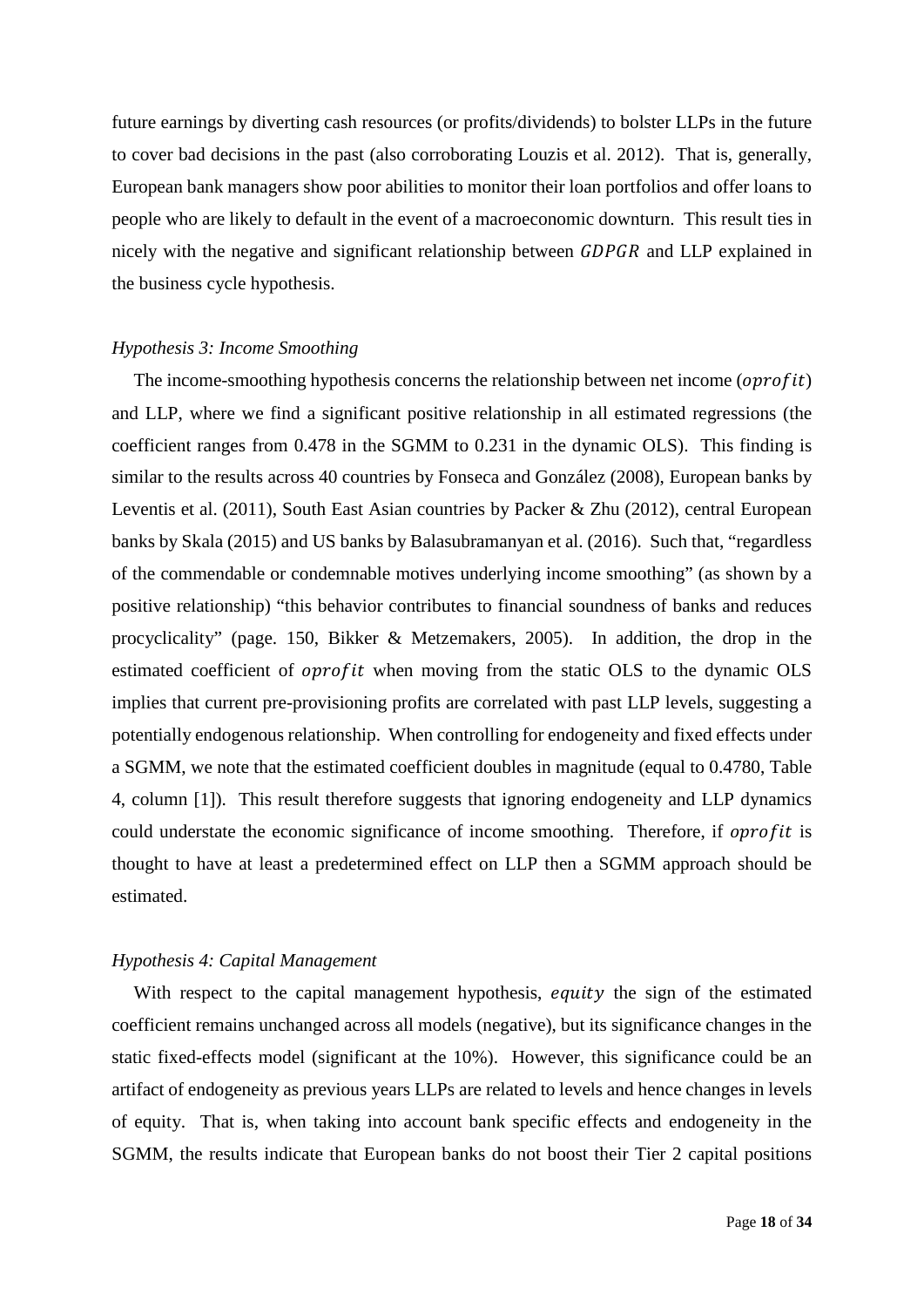future earnings by diverting cash resources (or profits/dividends) to bolster LLPs in the future to cover bad decisions in the past (also corroborating Louzis et al. 2012). That is, generally, European bank managers show poor abilities to monitor their loan portfolios and offer loans to people who are likely to default in the event of a macroeconomic downturn. This result ties in nicely with the negative and significant relationship between $GDPGR$ and LLP explained in the business cycle hypothesis.

*Hypothesis 3: Income Smoothing*

The income-smoothing hypothesis concerns the relationship between net income ($oprofit$) and LLP, where we find a significant positive relationship in all estimated regressions (the coefficient ranges from 0.478 in the SGMM to 0.231 in the dynamic OLS). This finding is similar to the results across 40 countries by Fonseca and González (2008), European banks by Leventis et al. (2011), South East Asian countries by Packer & Zhu (2012), central European banks by Skala (2015) and US banks by Balasubramanyan et al. (2016). Such that, "regardless of the commendable or condemnable motives underlying income smoothing" (as shown by a positive relationship) "this behavior contributes to financial soundness of banks and reduces procyclicality" (page. 150, Bikker & Metzemakers, 2005). In addition, the drop in the estimated coefficient of $oprofit$ when moving from the static OLS to the dynamic OLS implies that current pre-provisioning profits are correlated with past LLP levels, suggesting a potentially endogenous relationship. When controlling for endogeneity and fixed effects under a SGMM, we note that the estimated coefficient doubles in magnitude (equal to 0.4780, Table 4, column [1]). This result therefore suggests that ignoring endogeneity and LLP dynamics could understate the economic significance of income smoothing. Therefore, if $oprofit$ is thought to have at least a predetermined effect on LLP then a SGMM approach should be estimated.

*Hypothesis 4: Capital Management*

With respect to the capital management hypothesis, $equity$ the sign of the estimated coefficient remains unchanged across all models (negative), but its significance changes in the static fixed-effects model (significant at the 10%). However, this significance could be an artifact of endogeneity as previous years LLPs are related to levels and hence changes in levels of equity. That is, when taking into account bank specific effects and endogeneity in the SGMM, the results indicate that European banks do not boost their Tier 2 capital positions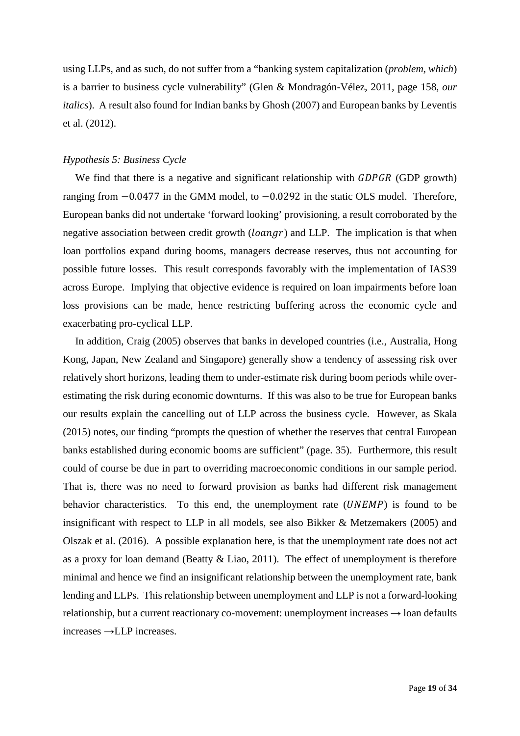using LLPs, and as such, do not suffer from a "banking system capitalization (*problem, which*) is a barrier to business cycle vulnerability" (Glen & Mondragón-Vélez, 2011, page 158, *our italics*). A result also found for Indian banks by Ghosh (2007) and European banks by Leventis et al. (2012).

*Hypothesis 5: Business Cycle*

We find that there is a negative and significant relationship with $GDPGR$ (GDP growth) ranging from $-0.0477$ in the GMM model, to $-0.0292$ in the static OLS model. Therefore, European banks did not undertake 'forward looking' provisioning, a result corroborated by the negative association between credit growth ($loangr$) and LLP. The implication is that when loan portfolios expand during booms, managers decrease reserves, thus not accounting for possible future losses. This result corresponds favorably with the implementation of IAS39 across Europe. Implying that objective evidence is required on loan impairments before loan loss provisions can be made, hence restricting buffering across the economic cycle and exacerbating pro-cyclical LLP.

In addition, Craig (2005) observes that banks in developed countries (i.e., Australia, Hong Kong, Japan, New Zealand and Singapore) generally show a tendency of assessing risk over relatively short horizons, leading them to under-estimate risk during boom periods while over-estimating the risk during economic downturns. If this was also to be true for European banks our results explain the cancelling out of LLP across the business cycle. However, as Skala (2015) notes, our finding "prompts the question of whether the reserves that central European banks established during economic booms are sufficient" (page. 35). Furthermore, this result could of course be due in part to overriding macroeconomic conditions in our sample period. That is, there was no need to forward provision as banks had different risk management behavior characteristics. To this end, the unemployment rate ($UNEMP$) is found to be insignificant with respect to LLP in all models, see also Bikker & Metzemakers (2005) and Olszak et al. (2016). A possible explanation here, is that the unemployment rate does not act as a proxy for loan demand (Beatty & Liao, 2011). The effect of unemployment is therefore minimal and hence we find an insignificant relationship between the unemployment rate, bank lending and LLPs. This relationship between unemployment and LLP is not a forward-looking relationship, but a current reactionary co-movement: unemployment increases → loan defaults increases →LLP increases.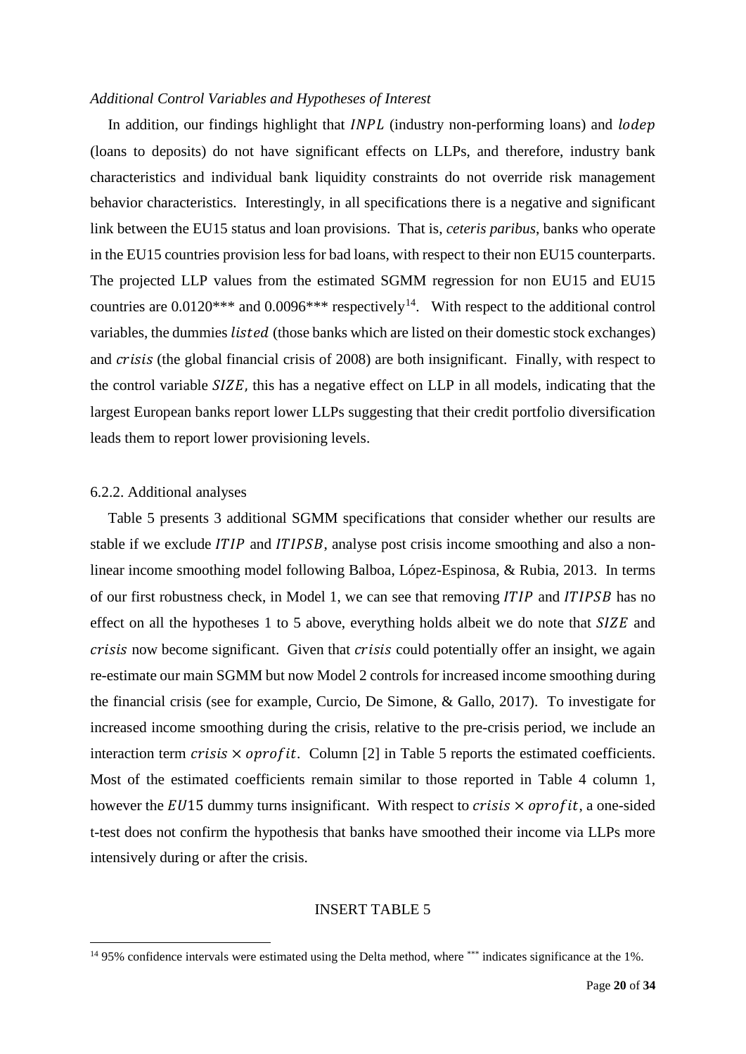*Additional Control Variables and Hypotheses of Interest*

In addition, our findings highlight that $INPL$ (industry non-performing loans) and $lodep$ (loans to deposits) do not have significant effects on LLPs, and therefore, industry bank characteristics and individual bank liquidity constraints do not override risk management behavior characteristics. Interestingly, in all specifications there is a negative and significant link between the EU15 status and loan provisions. That is, *ceteris paribus*, banks who operate in the EU15 countries provision less for bad loans, with respect to their non EU15 counterparts. The projected LLP values from the estimated SGMM regression for non EU15 and EU15 countries are 0.0120*** and 0.0096*** respectively[14]. With respect to the additional control variables, the dummies $listed$ (those banks which are listed on their domestic stock exchanges) and $crisis$ (the global financial crisis of 2008) are both insignificant. Finally, with respect to the control variable $SIZE$, this has a negative effect on LLP in all models, indicating that the largest European banks report lower LLPs suggesting that their credit portfolio diversification leads them to report lower provisioning levels.

### 6.2.2. Additional analyses

Table 5 presents 3 additional SGMM specifications that consider whether our results are stable if we exclude $ITIP$ and $ITIPSB$, analyse post crisis income smoothing and also a non-linear income smoothing model following Balboa, López-Espinosa, & Rubia, 2013. In terms of our first robustness check, in Model 1, we can see that removing $ITIP$ and $ITIPSB$ has no effect on all the hypotheses 1 to 5 above, everything holds albeit we do note that $SIZE$ and $crisis$ now become significant. Given that $crisis$ could potentially offer an insight, we again re-estimate our main SGMM but now Model 2 controls for increased income smoothing during the financial crisis (see for example, Curcio, De Simone, & Gallo, 2017). To investigate for increased income smoothing during the crisis, relative to the pre-crisis period, we include an interaction term $crisis \times oprofit$. Column [2] in Table 5 reports the estimated coefficients. Most of the estimated coefficients remain similar to those reported in Table 4 column 1, however the $EU15$ dummy turns insignificant. With respect to $crisis \times oprofit$, a one-sided t-test does not confirm the hypothesis that banks have smoothed their income via LLPs more intensively during or after the crisis.

INSERT TABLE 5

[14] 95% confidence intervals were estimated using the Delta method, where *** indicates significance at the 1%.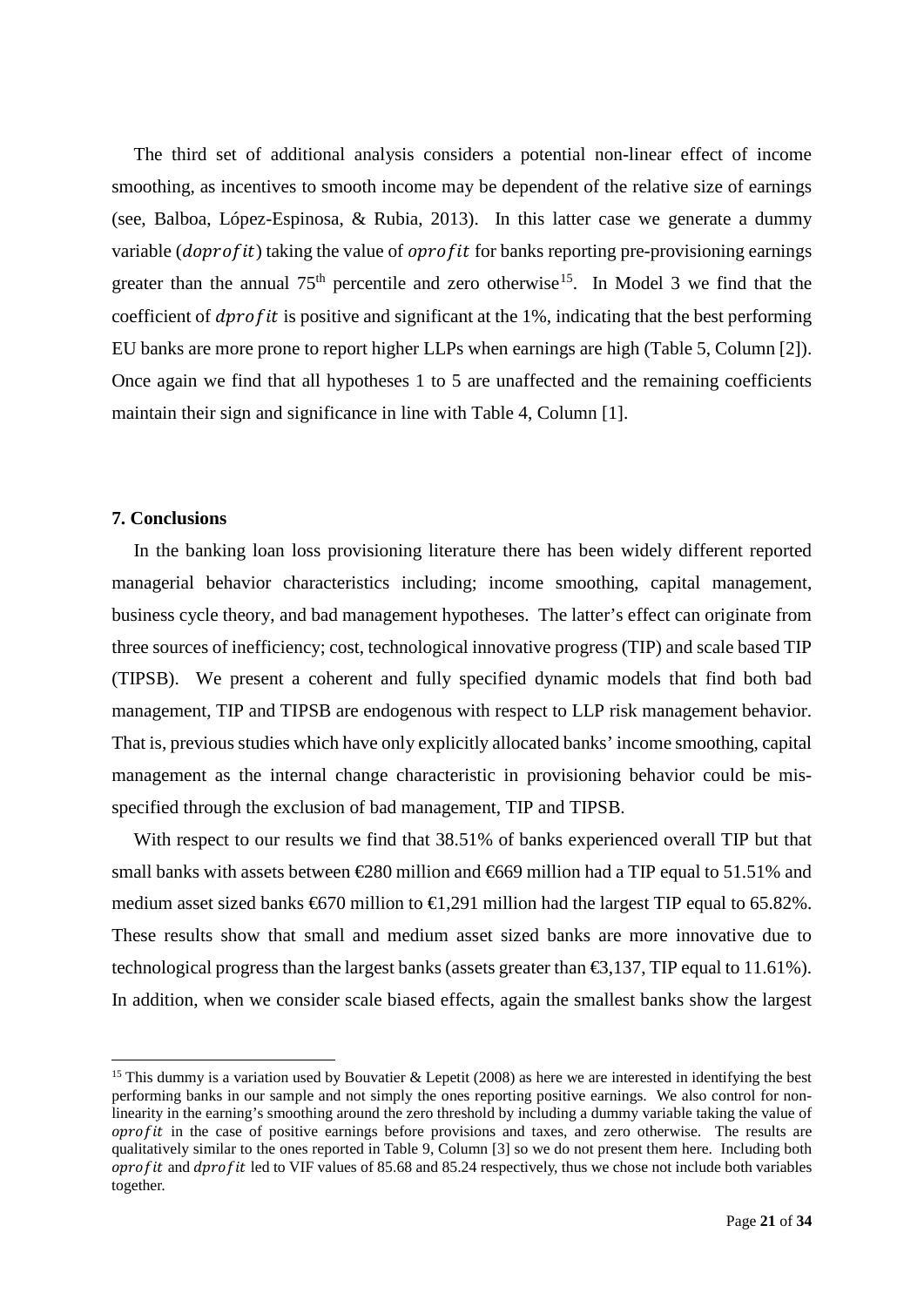The third set of additional analysis considers a potential non-linear effect of income smoothing, as incentives to smooth income may be dependent of the relative size of earnings (see, Balboa, López-Espinosa, & Rubia, 2013). In this latter case we generate a dummy variable ($doprofit$) taking the value of $oprofit$ for banks reporting pre-provisioning earnings greater than the annual 75[th] percentile and zero otherwise[15]. In Model 3 we find that the coefficient of $dprofit$ is positive and significant at the 1%, indicating that the best performing EU banks are more prone to report higher LLPs when earnings are high (Table 5, Column [2]). Once again we find that all hypotheses 1 to 5 are unaffected and the remaining coefficients maintain their sign and significance in line with Table 4, Column [1].

## 7. Conclusions

In the banking loan loss provisioning literature there has been widely different reported managerial behavior characteristics including; income smoothing, capital management, business cycle theory, and bad management hypotheses. The latter's effect can originate from three sources of inefficiency; cost, technological innovative progress (TIP) and scale based TIP (TIPSB). We present a coherent and fully specified dynamic models that find both bad management, TIP and TIPSB are endogenous with respect to LLP risk management behavior. That is, previous studies which have only explicitly allocated banks' income smoothing, capital management as the internal change characteristic in provisioning behavior could be mis-specified through the exclusion of bad management, TIP and TIPSB.

With respect to our results we find that 38.51% of banks experienced overall TIP but that small banks with assets between €280 million and €669 million had a TIP equal to 51.51% and medium asset sized banks €670 million to €1,291 million had the largest TIP equal to 65.82%. These results show that small and medium asset sized banks are more innovative due to technological progress than the largest banks (assets greater than €3,137, TIP equal to 11.61%). In addition, when we consider scale biased effects, again the smallest banks show the largest

[15] This dummy is a variation used by Bouvatier & Lepetit (2008) as here we are interested in identifying the best performing banks in our sample and not simply the ones reporting positive earnings. We also control for non-linearity in the earning's smoothing around the zero threshold by including a dummy variable taking the value of $oprofit$ in the case of positive earnings before provisions and taxes, and zero otherwise. The results are qualitatively similar to the ones reported in Table 9, Column [3] so we do not present them here. Including both $oprofit$ and $dprofit$ led to VIF values of 85.68 and 85.24 respectively, thus we chose not include both variables together.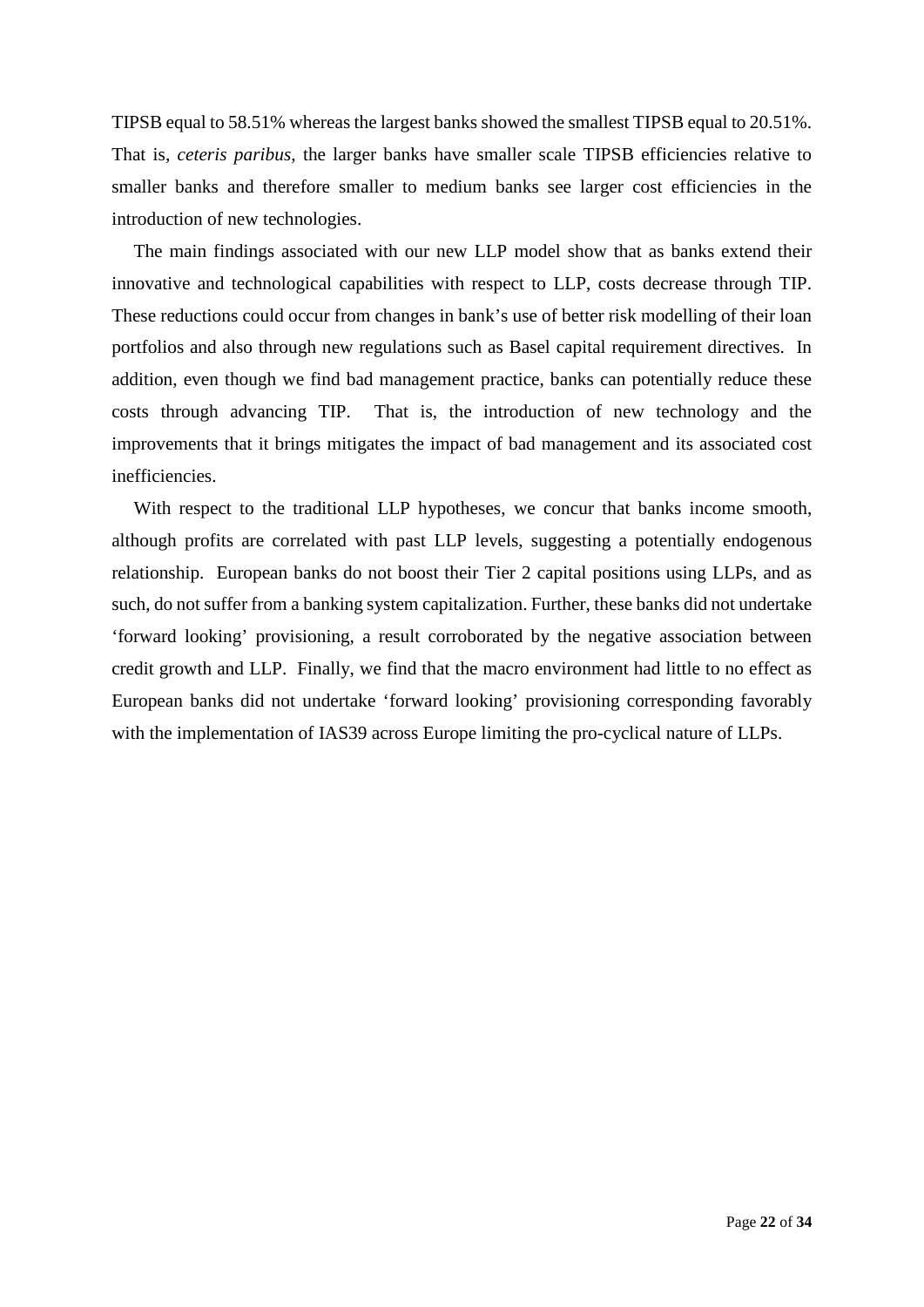TIPSB equal to 58.51% whereas the largest banks showed the smallest TIPSB equal to 20.51%. That is, *ceteris paribus*, the larger banks have smaller scale TIPSB efficiencies relative to smaller banks and therefore smaller to medium banks see larger cost efficiencies in the introduction of new technologies.

The main findings associated with our new LLP model show that as banks extend their innovative and technological capabilities with respect to LLP, costs decrease through TIP. These reductions could occur from changes in bank's use of better risk modelling of their loan portfolios and also through new regulations such as Basel capital requirement directives. In addition, even though we find bad management practice, banks can potentially reduce these costs through advancing TIP. That is, the introduction of new technology and the improvements that it brings mitigates the impact of bad management and its associated cost inefficiencies.

With respect to the traditional LLP hypotheses, we concur that banks income smooth, although profits are correlated with past LLP levels, suggesting a potentially endogenous relationship. European banks do not boost their Tier 2 capital positions using LLPs, and as such, do not suffer from a banking system capitalization. Further, these banks did not undertake 'forward looking' provisioning, a result corroborated by the negative association between credit growth and LLP. Finally, we find that the macro environment had little to no effect as European banks did not undertake 'forward looking' provisioning corresponding favorably with the implementation of IAS39 across Europe limiting the pro-cyclical nature of LLPs.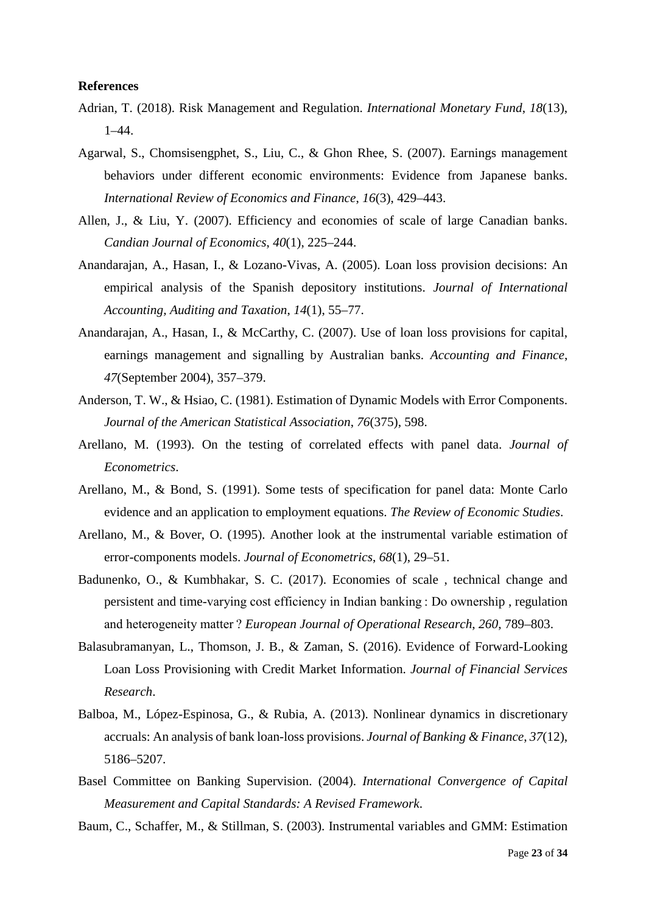**References**

Adrian, T. (2018). Risk Management and Regulation. *International Monetary Fund*, *18*(13), 1–44.

Agarwal, S., Chomsisengphet, S., Liu, C., & Ghon Rhee, S. (2007). Earnings management behaviors under different economic environments: Evidence from Japanese banks. *International Review of Economics and Finance*, *16*(3), 429–443.

Allen, J., & Liu, Y. (2007). Efficiency and economies of scale of large Canadian banks. *Candian Journal of Economics*, *40*(1), 225–244.

Anandarajan, A., Hasan, I., & Lozano-Vivas, A. (2005). Loan loss provision decisions: An empirical analysis of the Spanish depository institutions. *Journal of International Accounting, Auditing and Taxation*, *14*(1), 55–77.

Anandarajan, A., Hasan, I., & McCarthy, C. (2007). Use of loan loss provisions for capital, earnings management and signalling by Australian banks. *Accounting and Finance*, *47*(September 2004), 357–379.

Anderson, T. W., & Hsiao, C. (1981). Estimation of Dynamic Models with Error Components. *Journal of the American Statistical Association*, *76*(375), 598.

Arellano, M. (1993). On the testing of correlated effects with panel data. *Journal of Econometrics*.

Arellano, M., & Bond, S. (1991). Some tests of specification for panel data: Monte Carlo evidence and an application to employment equations. *The Review of Economic Studies*.

Arellano, M., & Bover, O. (1995). Another look at the instrumental variable estimation of error-components models. *Journal of Econometrics*, *68*(1), 29–51.

Badunenko, O., & Kumbhakar, S. C. (2017). Economies of scale , technical change and persistent and time-varying cost efficiency in Indian banking : Do ownership , regulation and heterogeneity matter ? *European Journal of Operational Research*, *260*, 789–803.

Balasubramanyan, L., Thomson, J. B., & Zaman, S. (2016). Evidence of Forward-Looking Loan Loss Provisioning with Credit Market Information. *Journal of Financial Services Research*.

Balboa, M., López-Espinosa, G., & Rubia, A. (2013). Nonlinear dynamics in discretionary accruals: An analysis of bank loan-loss provisions. *Journal of Banking & Finance*, *37*(12), 5186–5207.

Basel Committee on Banking Supervision. (2004). *International Convergence of Capital Measurement and Capital Standards: A Revised Framework*.

Baum, C., Schaffer, M., & Stillman, S. (2003). Instrumental variables and GMM: Estimation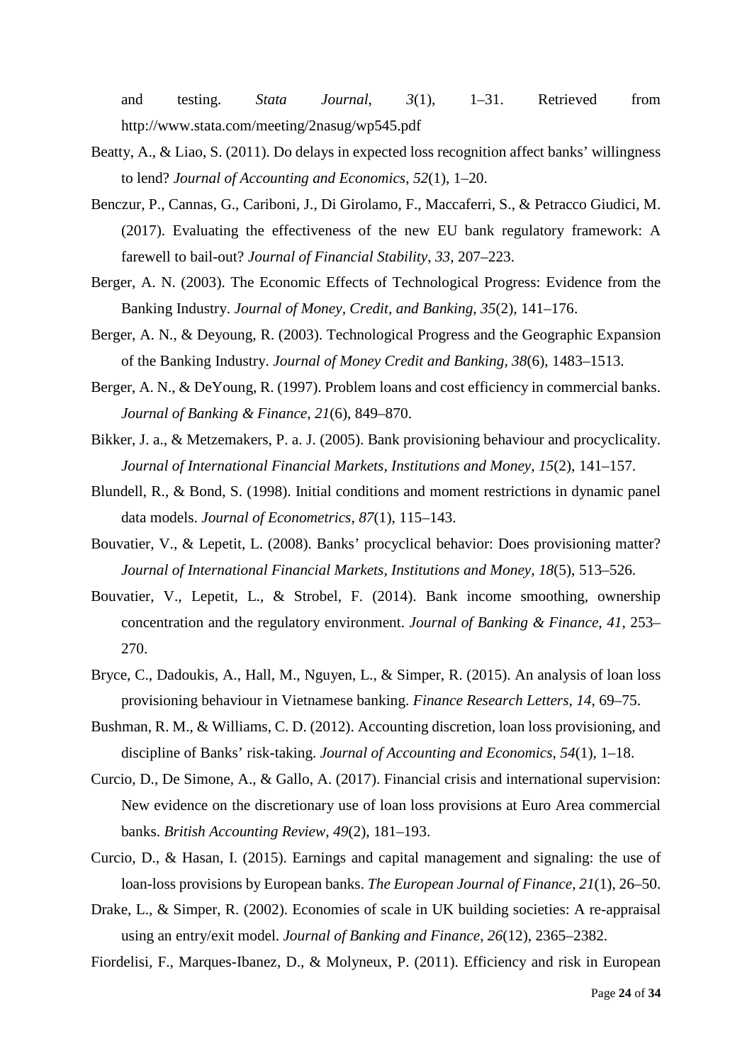and testing. *Stata Journal*, *3*(1), 1–31. Retrieved from http://www.stata.com/meeting/2nasug/wp545.pdf

Beatty, A., & Liao, S. (2011). Do delays in expected loss recognition affect banks' willingness to lend? *Journal of Accounting and Economics*, *52*(1), 1–20.

Benczur, P., Cannas, G., Cariboni, J., Di Girolamo, F., Maccaferri, S., & Petracco Giudici, M. (2017). Evaluating the effectiveness of the new EU bank regulatory framework: A farewell to bail-out? *Journal of Financial Stability*, *33*, 207–223.

Berger, A. N. (2003). The Economic Effects of Technological Progress: Evidence from the Banking Industry. *Journal of Money, Credit, and Banking*, *35*(2), 141–176.

Berger, A. N., & Deyoung, R. (2003). Technological Progress and the Geographic Expansion of the Banking Industry. *Journal of Money Credit and Banking*, *38*(6), 1483–1513.

Berger, A. N., & DeYoung, R. (1997). Problem loans and cost efficiency in commercial banks. *Journal of Banking & Finance*, *21*(6), 849–870.

Bikker, J. a., & Metzemakers, P. a. J. (2005). Bank provisioning behaviour and procyclicality. *Journal of International Financial Markets, Institutions and Money*, *15*(2), 141–157.

Blundell, R., & Bond, S. (1998). Initial conditions and moment restrictions in dynamic panel data models. *Journal of Econometrics*, *87*(1), 115–143.

Bouvatier, V., & Lepetit, L. (2008). Banks' procyclical behavior: Does provisioning matter? *Journal of International Financial Markets, Institutions and Money*, *18*(5), 513–526.

Bouvatier, V., Lepetit, L., & Strobel, F. (2014). Bank income smoothing, ownership concentration and the regulatory environment. *Journal of Banking & Finance*, *41*, 253–270.

Bryce, C., Dadoukis, A., Hall, M., Nguyen, L., & Simper, R. (2015). An analysis of loan loss provisioning behaviour in Vietnamese banking. *Finance Research Letters*, *14*, 69–75.

Bushman, R. M., & Williams, C. D. (2012). Accounting discretion, loan loss provisioning, and discipline of Banks' risk-taking. *Journal of Accounting and Economics*, *54*(1), 1–18.

Curcio, D., De Simone, A., & Gallo, A. (2017). Financial crisis and international supervision: New evidence on the discretionary use of loan loss provisions at Euro Area commercial banks. *British Accounting Review*, *49*(2), 181–193.

Curcio, D., & Hasan, I. (2015). Earnings and capital management and signaling: the use of loan-loss provisions by European banks. *The European Journal of Finance*, *21*(1), 26–50.

Drake, L., & Simper, R. (2002). Economies of scale in UK building societies: A re-appraisal using an entry/exit model. *Journal of Banking and Finance*, *26*(12), 2365–2382.

Fiordelisi, F., Marques-Ibanez, D., & Molyneux, P. (2011). Efficiency and risk in European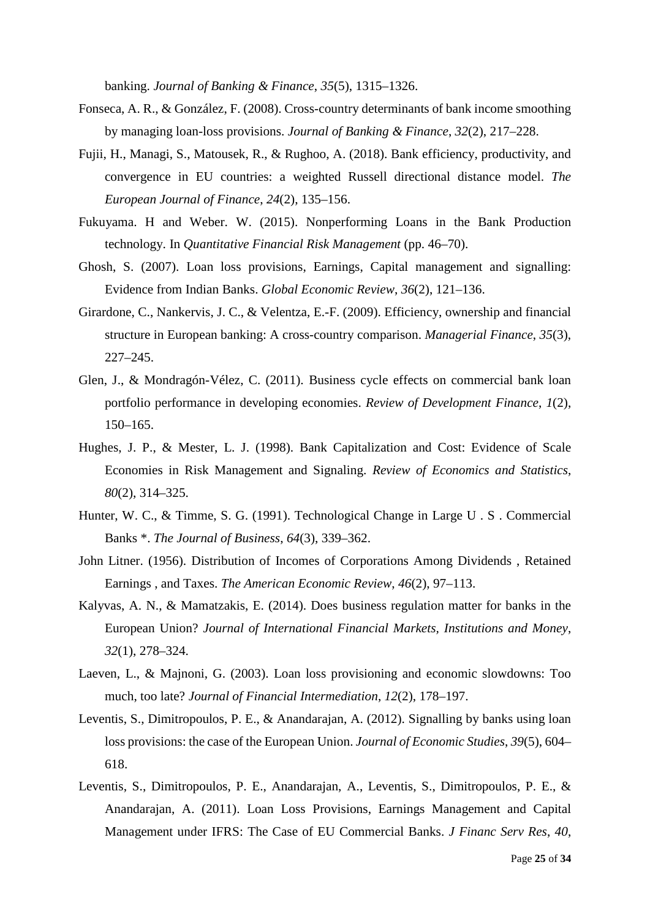banking. *Journal of Banking & Finance*, *35*(5), 1315–1326.

Fonseca, A. R., & González, F. (2008). Cross-country determinants of bank income smoothing by managing loan-loss provisions. *Journal of Banking & Finance*, *32*(2), 217–228.

Fujii, H., Managi, S., Matousek, R., & Rughoo, A. (2018). Bank efficiency, productivity, and convergence in EU countries: a weighted Russell directional distance model. *The European Journal of Finance*, *24*(2), 135–156.

Fukuyama. H and Weber. W. (2015). Nonperforming Loans in the Bank Production technology. In *Quantitative Financial Risk Management* (pp. 46–70).

Ghosh, S. (2007). Loan loss provisions, Earnings, Capital management and signalling: Evidence from Indian Banks. *Global Economic Review*, *36*(2), 121–136.

Girardone, C., Nankervis, J. C., & Velentza, E.-F. (2009). Efficiency, ownership and financial structure in European banking: A cross-country comparison. *Managerial Finance*, *35*(3), 227–245.

Glen, J., & Mondragón-Vélez, C. (2011). Business cycle effects on commercial bank loan portfolio performance in developing economies. *Review of Development Finance*, *1*(2), 150–165.

Hughes, J. P., & Mester, L. J. (1998). Bank Capitalization and Cost: Evidence of Scale Economies in Risk Management and Signaling. *Review of Economics and Statistics*, *80*(2), 314–325.

Hunter, W. C., & Timme, S. G. (1991). Technological Change in Large U . S . Commercial Banks *. *The Journal of Business*, *64*(3), 339–362.

John Litner. (1956). Distribution of Incomes of Corporations Among Dividends , Retained Earnings , and Taxes. *The American Economic Review*, *46*(2), 97–113.

Kalyvas, A. N., & Mamatzakis, E. (2014). Does business regulation matter for banks in the European Union? *Journal of International Financial Markets, Institutions and Money*, *32*(1), 278–324.

Laeven, L., & Majnoni, G. (2003). Loan loss provisioning and economic slowdowns: Too much, too late? *Journal of Financial Intermediation*, *12*(2), 178–197.

Leventis, S., Dimitropoulos, P. E., & Anandarajan, A. (2012). Signalling by banks using loan loss provisions: the case of the European Union. *Journal of Economic Studies*, *39*(5), 604–618.

Leventis, S., Dimitropoulos, P. E., Anandarajan, A., Leventis, S., Dimitropoulos, P. E., & Anandarajan, A. (2011). Loan Loss Provisions, Earnings Management and Capital Management under IFRS: The Case of EU Commercial Banks. *J Financ Serv Res*, *40*,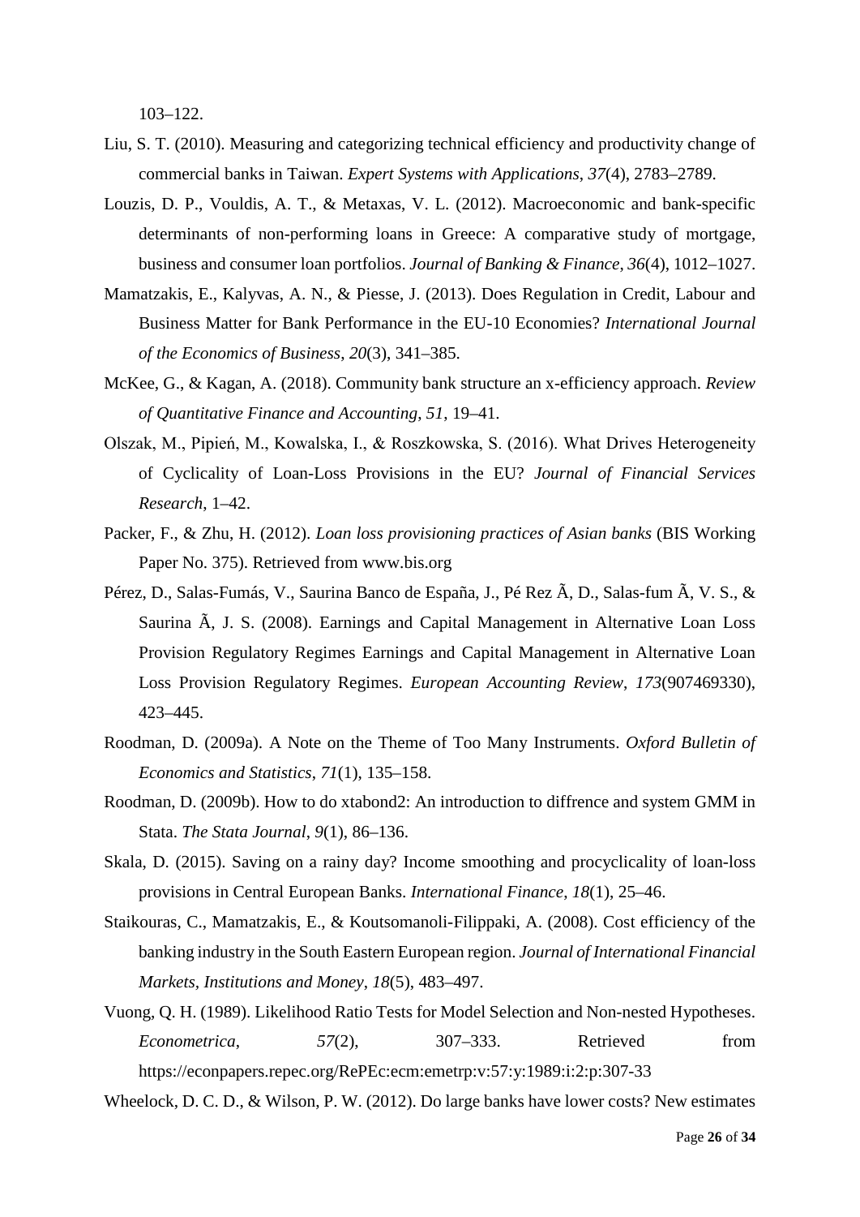103–122.

Liu, S. T. (2010). Measuring and categorizing technical efficiency and productivity change of commercial banks in Taiwan. *Expert Systems with Applications*, *37*(4), 2783–2789.

Louzis, D. P., Vouldis, A. T., & Metaxas, V. L. (2012). Macroeconomic and bank-specific determinants of non-performing loans in Greece: A comparative study of mortgage, business and consumer loan portfolios. *Journal of Banking & Finance*, *36*(4), 1012–1027.

Mamatzakis, E., Kalyvas, A. N., & Piesse, J. (2013). Does Regulation in Credit, Labour and Business Matter for Bank Performance in the EU-10 Economies? *International Journal of the Economics of Business*, *20*(3), 341–385.

McKee, G., & Kagan, A. (2018). Community bank structure an x-efficiency approach. *Review of Quantitative Finance and Accounting*, *51*, 19–41.

Olszak, M., Pipień, M., Kowalska, I., & Roszkowska, S. (2016). What Drives Heterogeneity of Cyclicality of Loan-Loss Provisions in the EU? *Journal of Financial Services Research*, 1–42.

Packer, F., & Zhu, H. (2012). *Loan loss provisioning practices of Asian banks* (BIS Working Paper No. 375). Retrieved from www.bis.org

Pérez, D., Salas-Fumás, V., Saurina Banco de España, J., Pé Rez Ã, D., Salas-fum Ã, V. S., & Saurina Ã, J. S. (2008). Earnings and Capital Management in Alternative Loan Loss Provision Regulatory Regimes Earnings and Capital Management in Alternative Loan Loss Provision Regulatory Regimes. *European Accounting Review*, *173*(907469330), 423–445.

Roodman, D. (2009a). A Note on the Theme of Too Many Instruments. *Oxford Bulletin of Economics and Statistics*, *71*(1), 135–158.

Roodman, D. (2009b). How to do xtabond2: An introduction to diffrence and system GMM in Stata. *The Stata Journal*, *9*(1), 86–136.

Skala, D. (2015). Saving on a rainy day? Income smoothing and procyclicality of loan-loss provisions in Central European Banks. *International Finance*, *18*(1), 25–46.

Staikouras, C., Mamatzakis, E., & Koutsomanoli-Filippaki, A. (2008). Cost efficiency of the banking industry in the South Eastern European region. *Journal of International Financial Markets, Institutions and Money*, *18*(5), 483–497.

Vuong, Q. H. (1989). Likelihood Ratio Tests for Model Selection and Non-nested Hypotheses. *Econometrica*, *57*(2), 307–333. Retrieved from https://econpapers.repec.org/RePEc:ecm:emetrp:v:57:y:1989:i:2:p:307-33

Wheelock, D. C. D., & Wilson, P. W. (2012). Do large banks have lower costs? New estimates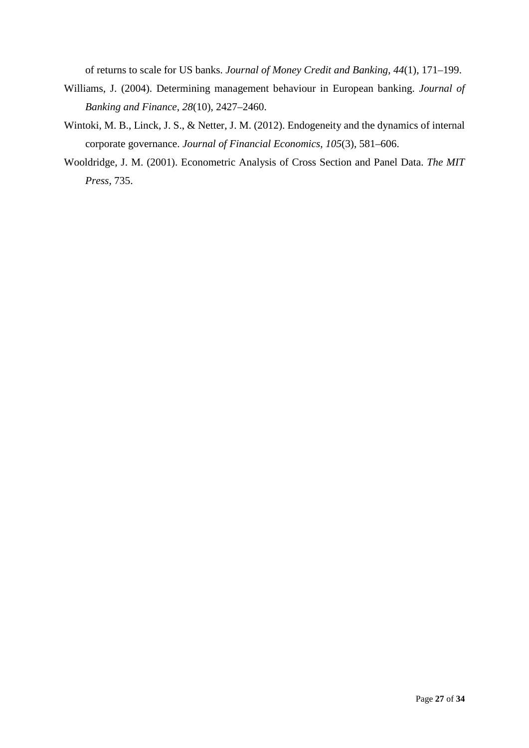of returns to scale for US banks. *Journal of Money Credit and Banking*, *44*(1), 171–199.

Williams, J. (2004). Determining management behaviour in European banking. *Journal of Banking and Finance*, *28*(10), 2427–2460.

Wintoki, M. B., Linck, J. S., & Netter, J. M. (2012). Endogeneity and the dynamics of internal corporate governance. *Journal of Financial Economics*, *105*(3), 581–606.

Wooldridge, J. M. (2001). Econometric Analysis of Cross Section and Panel Data. *The MIT Press*, 735.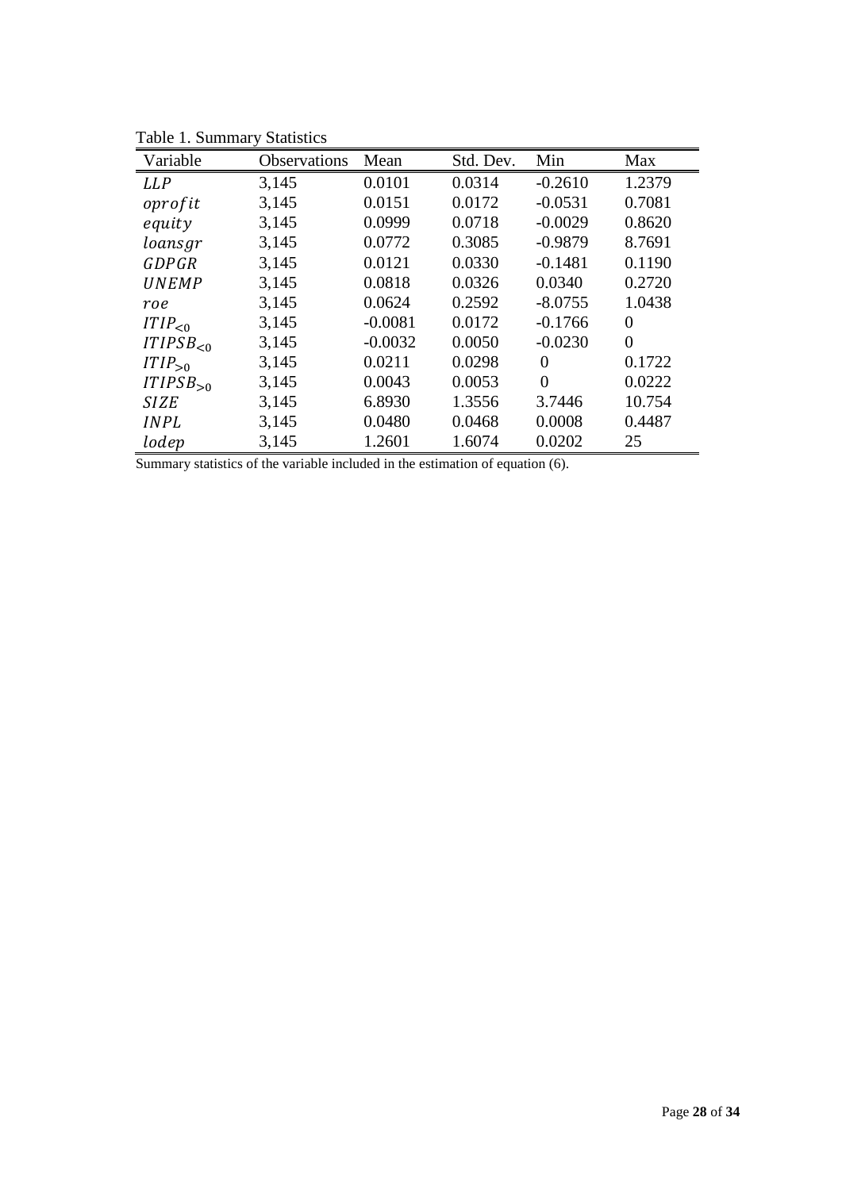Table 1. Summary Statistics

| Variable | Observations | Mean | Std. Dev. | Min | Max |
|---|---|---|---|---|---|
| $LLP$ | 3,145 | 0.0101 | 0.0314 | -0.2610 | 1.2379 |
| $oprofit$ | 3,145 | 0.0151 | 0.0172 | -0.0531 | 0.7081 |
| $equity$ | 3,145 | 0.0999 | 0.0718 | -0.0029 | 0.8620 |
| $loansgr$ | 3,145 | 0.0772 | 0.3085 | -0.9879 | 8.7691 |
| $GDPGR$ | 3,145 | 0.0121 | 0.0330 | -0.1481 | 0.1190 |
| $UNEMP$ | 3,145 | 0.0818 | 0.0326 | 0.0340 | 0.2720 |
| $roe$ | 3,145 | 0.0624 | 0.2592 | -8.0755 | 1.0438 |
| $ITIP_{<0}$ | 3,145 | -0.0081 | 0.0172 | -0.1766 | 0 |
| $ITIPSB_{<0}$ | 3,145 | -0.0032 | 0.0050 | -0.0230 | 0 |
| $ITIP_{>0}$ | 3,145 | 0.0211 | 0.0298 | 0 | 0.1722 |
| $ITIPSB_{>0}$ | 3,145 | 0.0043 | 0.0053 | 0 | 0.0222 |
| $SIZE$ | 3,145 | 6.8930 | 1.3556 | 3.7446 | 10.754 |
| $INPL$ | 3,145 | 0.0480 | 0.0468 | 0.0008 | 0.4487 |
| $lodep$ | 3,145 | 1.2601 | 1.6074 | 0.0202 | 25 |

Summary statistics of the variable included in the estimation of equation (6).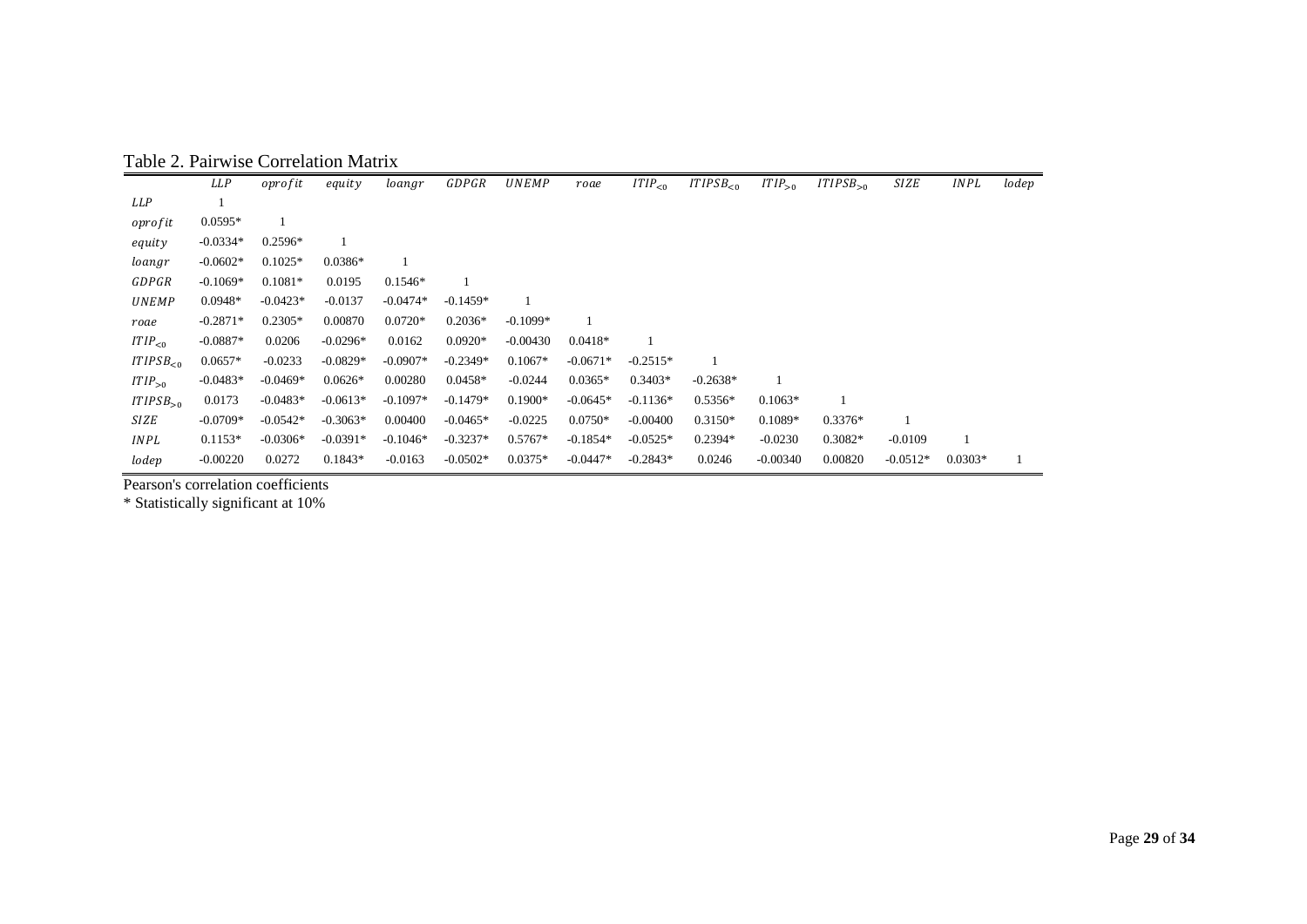Table 2. Pairwise Correlation Matrix

| | $LLP$ | $oprofit$ | $equity$ | $loangr$ | $GDPGR$ | $UNEMP$ | $roae$ | $ITIP_{<0}$ | $ITIPSB_{<0}$ | $ITIP_{>0}$ | $ITIPSB_{>0}$ | $SIZE$ | $INPL$ | $lodep$ |
|---|---|---|---|---|---|---|---|---|---|---|---|---|---|---|
| $LLP$ | 1 | | | | | | | | | | | | | |
| $oprofit$ | 0.0595* | 1 | | | | | | | | | | | | |
| $equity$ | -0.0334* | 0.2596* | 1 | | | | | | | | | | | |
| $loangr$ | -0.0602* | 0.1025* | 0.0386* | 1 | | | | | | | | | | |
| $GDPGR$ | -0.1069* | 0.1081* | 0.0195 | 0.1546* | 1 | | | | | | | | | |
| $UNEMP$ | 0.0948* | -0.0423* | -0.0137 | -0.0474* | -0.1459* | 1 | | | | | | | | |
| $roae$ | -0.2871* | 0.2305* | 0.00870 | 0.0720* | 0.2036* | -0.1099* | 1 | | | | | | | |
| $ITIP_{<0}$ | -0.0887* | 0.0206 | -0.0296* | 0.0162 | 0.0920* | -0.00430 | 0.0418* | 1 | | | | | | |
| $ITIPSB_{<0}$ | 0.0657* | -0.0233 | -0.0829* | -0.0907* | -0.2349* | 0.1067* | -0.0671* | -0.2515* | 1 | | | | | |
| $ITIP_{>0}$ | -0.0483* | -0.0469* | 0.0626* | 0.00280 | 0.0458* | -0.0244 | 0.0365* | 0.3403* | -0.2638* | 1 | | | | |
| $ITIPSB_{>0}$ | 0.0173 | -0.0483* | -0.0613* | -0.1097* | -0.1479* | 0.1900* | -0.0645* | -0.1136* | 0.5356* | 0.1063* | 1 | | | |
| $SIZE$ | -0.0709* | -0.0542* | -0.3063* | 0.00400 | -0.0465* | -0.0225 | 0.0750* | -0.00400 | 0.3150* | 0.1089* | 0.3376* | 1 | | |
| $INPL$ | 0.1153* | -0.0306* | -0.0391* | -0.1046* | -0.3237* | 0.5767* | -0.1854* | -0.0525* | 0.2394* | -0.0230 | 0.3082* | -0.0109 | 1 | |
| $lodep$ | -0.00220 | 0.0272 | 0.1843* | -0.0163 | -0.0502* | 0.0375* | -0.0447* | -0.2843* | 0.0246 | -0.00340 | 0.00820 | -0.0512* | 0.0303* | 1 |

Pearson's correlation coefficients

* Statistically significant at 10%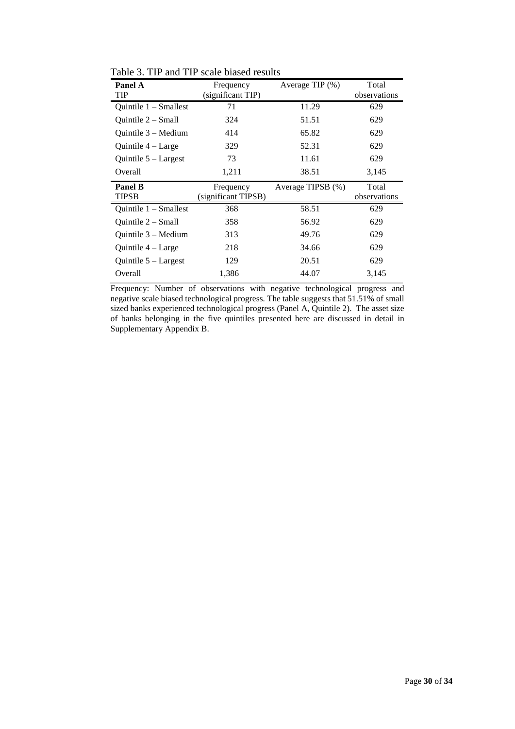Table 3. TIP and TIP scale biased results

| **Panel A**<br>TIP | Frequency<br>(significant TIP) | Average TIP (%) | Total<br>observations |
|---|---|---|---|
| Quintile 1 – Smallest | 71 | 11.29 | 629 |
| Quintile 2 – Small | 324 | 51.51 | 629 |
| Quintile 3 – Medium | 414 | 65.82 | 629 |
| Quintile 4 – Large | 329 | 52.31 | 629 |
| Quintile 5 – Largest | 73 | 11.61 | 629 |
| Overall | 1,211 | 38.51 | 3,145 |
| **Panel B**<br>TIPSB | Frequency<br>(significant TIPSB) | Average TIPSB (%) | Total<br>observations |
| Quintile 1 – Smallest | 368 | 58.51 | 629 |
| Quintile 2 – Small | 358 | 56.92 | 629 |
| Quintile 3 – Medium | 313 | 49.76 | 629 |
| Quintile 4 – Large | 218 | 34.66 | 629 |
| Quintile 5 – Largest | 129 | 20.51 | 629 |
| Overall | 1,386 | 44.07 | 3,145 |

Frequency: Number of observations with negative technological progress and negative scale biased technological progress. The table suggests that 51.51% of small sized banks experienced technological progress (Panel A, Quintile 2). The asset size of banks belonging in the five quintiles presented here are discussed in detail in Supplementary Appendix B.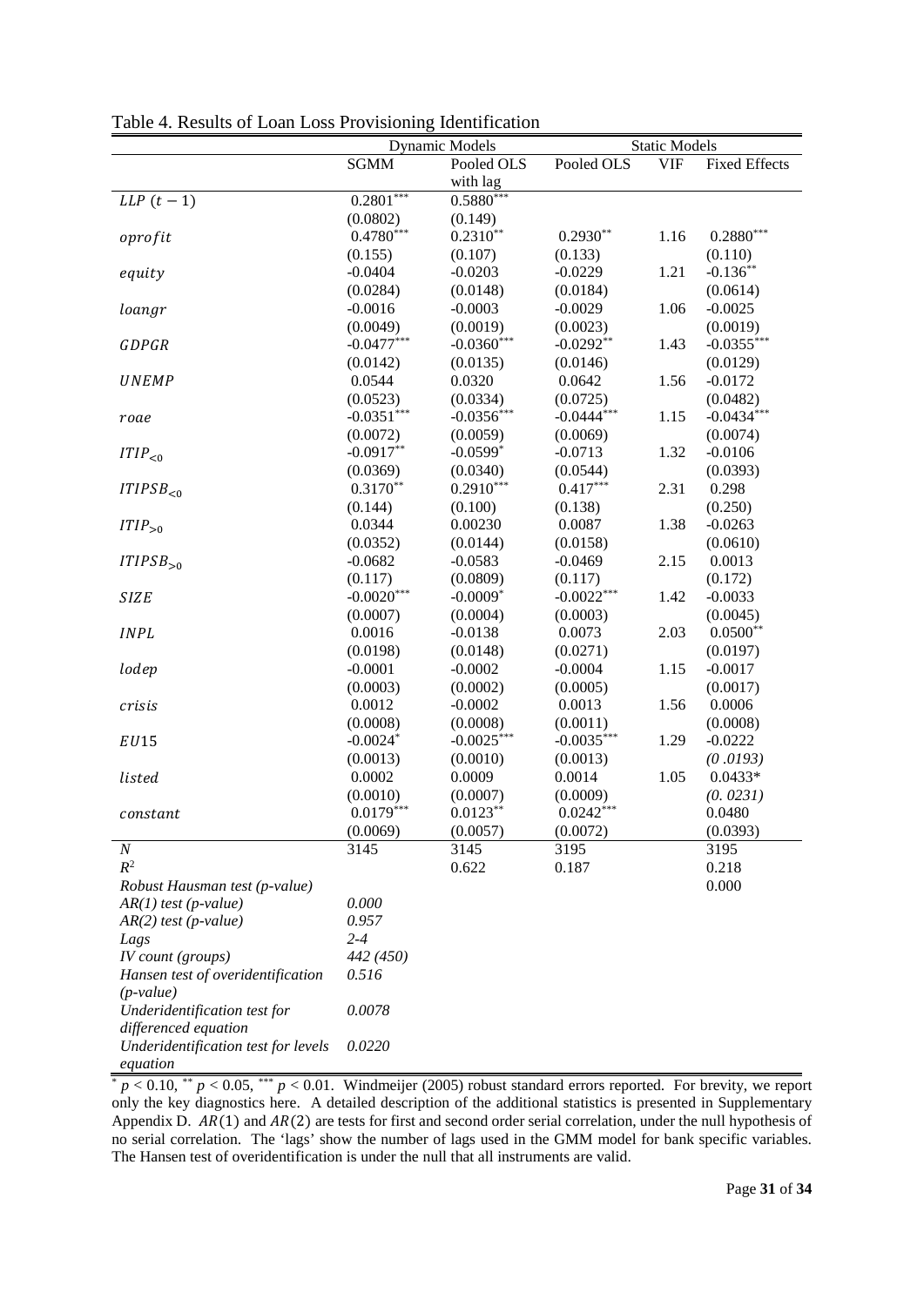Table 4. Results of Loan Loss Provisioning Identification

| | Dynamic Models | | Static Models | | |
|---|---|---|---|---|---|
| | SGMM | Pooled OLS with lag | Pooled OLS | VIF | Fixed Effects |
| $LLP\ (t-1)$ | $0.2801^{***}$ | $0.5880^{***}$ | | | |
| | (0.0802) | (0.149) | | | |
| $oprofit$ | $0.4780^{***}$ | $0.2310^{**}$ | $0.2930^{**}$ | 1.16 | $0.2880^{***}$ |
| | (0.155) | (0.107) | (0.133) | | (0.110) |
| $equity$ | -0.0404 | -0.0203 | -0.0229 | 1.21 | $-0.136^{**}$ |
| | (0.0284) | (0.0148) | (0.0184) | | (0.0614) |
| $loangr$ | -0.0016 | -0.0003 | -0.0029 | 1.06 | -0.0025 |
| | (0.0049) | (0.0019) | (0.0023) | | (0.0019) |
| $GDPGR$ | $-0.0477^{***}$ | $-0.0360^{***}$ | $-0.0292^{**}$ | 1.43 | $-0.0355^{***}$ |
| | (0.0142) | (0.0135) | (0.0146) | | (0.0129) |
| $UNEMP$ | 0.0544 | 0.0320 | 0.0642 | 1.56 | -0.0172 |
| | (0.0523) | (0.0334) | (0.0725) | | (0.0482) |
| $roae$ | $-0.0351^{***}$ | $-0.0356^{***}$ | $-0.0444^{***}$ | 1.15 | $-0.0434^{***}$ |
| | (0.0072) | (0.0059) | (0.0069) | | (0.0074) |
| $ITIP_{<0}$ | $-0.0917^{**}$ | $-0.0599^{*}$ | -0.0713 | 1.32 | -0.0106 |
| | (0.0369) | (0.0340) | (0.0544) | | (0.0393) |
| $ITIPSB_{<0}$ | $0.3170^{**}$ | $0.2910^{***}$ | $0.417^{***}$ | 2.31 | 0.298 |
| | (0.144) | (0.100) | (0.138) | | (0.250) |
| $ITIP_{>0}$ | 0.0344 | 0.00230 | 0.0087 | 1.38 | -0.0263 |
| | (0.0352) | (0.0144) | (0.0158) | | (0.0610) |
| $ITIPSB_{>0}$ | -0.0682 | -0.0583 | -0.0469 | 2.15 | 0.0013 |
| | (0.117) | (0.0809) | (0.117) | | (0.172) |
| $SIZE$ | $-0.0020^{***}$ | $-0.0009^{*}$ | $-0.0022^{***}$ | 1.42 | -0.0033 |
| | (0.0007) | (0.0004) | (0.0003) | | (0.0045) |
| $INPL$ | 0.0016 | -0.0138 | 0.0073 | 2.03 | $0.0500^{**}$ |
| | (0.0198) | (0.0148) | (0.0271) | | (0.0197) |
| $lodep$ | -0.0001 | -0.0002 | -0.0004 | 1.15 | -0.0017 |
| | (0.0003) | (0.0002) | (0.0005) | | (0.0017) |
| $crisis$ | 0.0012 | -0.0002 | 0.0013 | 1.56 | 0.0006 |
| | (0.0008) | (0.0008) | (0.0011) | | (0.0008) |
| $EU15$ | $-0.0024^{*}$ | $-0.0025^{***}$ | $-0.0035^{***}$ | 1.29 | -0.0222 |
| | (0.0013) | (0.0010) | (0.0013) | | *(0 .0193)* |
| $listed$ | 0.0002 | 0.0009 | 0.0014 | 1.05 | 0.0433* |
| | (0.0010) | (0.0007) | (0.0009) | | *(0. 0231)* |
| $constant$ | $0.0179^{***}$ | $0.0123^{**}$ | $0.0242^{***}$ | | 0.0480 |
| | (0.0069) | (0.0057) | (0.0072) | | (0.0393) |
| $N$ | 3145 | 3145 | 3195 | | 3195 |
| $R^2$ | | 0.622 | 0.187 | | 0.218 |
| *Robust Hausman test (p-value)* | | | | | 0.000 |
| *AR(1) test (p-value)* | *0.000* | | | | |
| *AR(2) test (p-value)* | *0.957* | | | | |
| *Lags* | *2-4* | | | | |
| *IV count (groups)* | *442 (450)* | | | | |
| *Hansen test of overidentification (p-value)* | *0.516* | | | | |
| *Underidentification test for differenced equation* | *0.0078* | | | | |
| *Underidentification test for levels equation* | *0.0220* | | | | |

$^{*}$ $p < 0.10$, $^{**}$ $p < 0.05$, $^{***}$ $p < 0.01$. Windmeijer (2005) robust standard errors reported. For brevity, we report only the key diagnostics here. A detailed description of the additional statistics is presented in Supplementary Appendix D. $AR(1)$ and $AR(2)$ are tests for first and second order serial correlation, under the null hypothesis of no serial correlation. The 'lags' show the number of lags used in the GMM model for bank specific variables. The Hansen test of overidentification is under the null that all instruments are valid.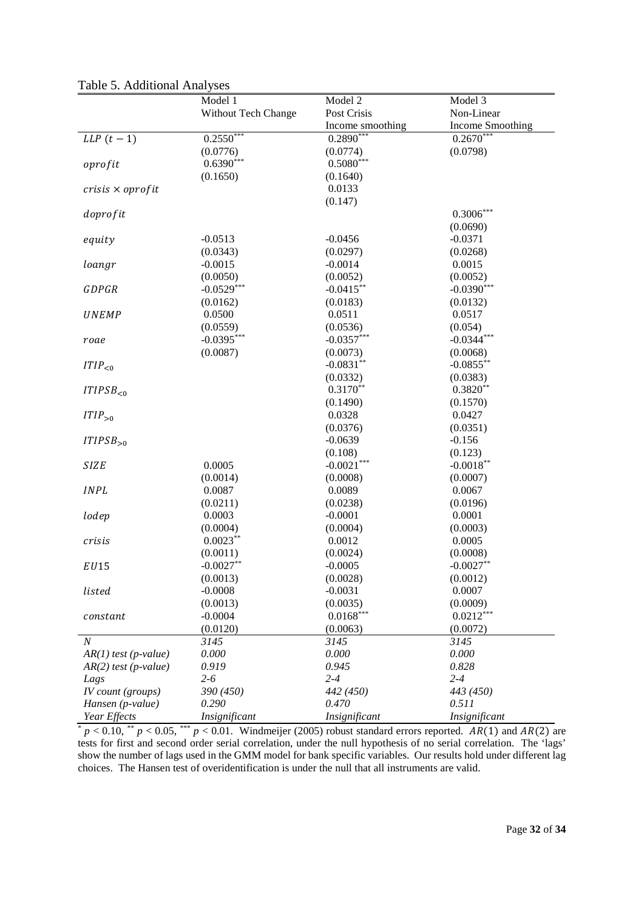Table 5. Additional Analyses

| | Model 1 | Model 2 | Model 3 |
|---|---|---|---|
| | Without Tech Change | Post Crisis Income smoothing | Non-Linear Income Smoothing |
| $LLP\ (t-1)$ | $0.2550^{***}$ | $0.2890^{***}$ | $0.2670^{***}$ |
| | (0.0776) | (0.0774) | (0.0798) |
| $oprofit$ | $0.6390^{***}$ | $0.5080^{***}$ | |
| | (0.1650) | (0.1640) | |
| $crisis \times oprofit$ | | 0.0133 | |
| | | (0.147) | |
| $doprofit$ | | | $0.3006^{***}$ |
| | | | (0.0690) |
| $equity$ | -0.0513 | -0.0456 | -0.0371 |
| | (0.0343) | (0.0297) | (0.0268) |
| $loangr$ | -0.0015 | -0.0014 | 0.0015 |
| | (0.0050) | (0.0052) | (0.0052) |
| $GDPGR$ | $-0.0529^{***}$ | $-0.0415^{**}$ | $-0.0390^{***}$ |
| | (0.0162) | (0.0183) | (0.0132) |
| $UNEMP$ | 0.0500 | 0.0511 | 0.0517 |
| | (0.0559) | (0.0536) | (0.054) |
| $roae$ | $-0.0395^{***}$ | $-0.0357^{***}$ | $-0.0344^{***}$ |
| | (0.0087) | (0.0073) | (0.0068) |
| $ITIP_{<0}$ | | $-0.0831^{**}$ | $-0.0855^{**}$ |
| | | (0.0332) | (0.0383) |
| $ITIPSB_{<0}$ | | $0.3170^{**}$ | $0.3820^{**}$ |
| | | (0.1490) | (0.1570) |
| $ITIP_{>0}$ | | 0.0328 | 0.0427 |
| | | (0.0376) | (0.0351) |
| $ITIPSB_{>0}$ | | -0.0639 | -0.156 |
| | | (0.108) | (0.123) |
| $SIZE$ | 0.0005 | $-0.0021^{***}$ | $-0.0018^{**}$ |
| | (0.0014) | (0.0008) | (0.0007) |
| $INPL$ | 0.0087 | 0.0089 | 0.0067 |
| | (0.0211) | (0.0238) | (0.0196) |
| $lodep$ | 0.0003 | -0.0001 | 0.0001 |
| | (0.0004) | (0.0004) | (0.0003) |
| $crisis$ | $0.0023^{**}$ | 0.0012 | 0.0005 |
| | (0.0011) | (0.0024) | (0.0008) |
| $EU15$ | $-0.0027^{**}$ | -0.0005 | $-0.0027^{**}$ |
| | (0.0013) | (0.0028) | (0.0012) |
| $listed$ | -0.0008 | -0.0031 | 0.0007 |
| | (0.0013) | (0.0035) | (0.0009) |
| $constant$ | -0.0004 | $0.0168^{***}$ | $0.0212^{***}$ |
| | (0.0120) | (0.0063) | (0.0072) |
| *N* | *3145* | *3145* | *3145* |
| *AR(1) test (p-value)* | *0.000* | *0.000* | *0.000* |
| *AR(2) test (p-value)* | *0.919* | *0.945* | *0.828* |
| *Lags* | *2-6* | *2-4* | *2-4* |
| *IV count (groups)* | *390 (450)* | *442 (450)* | *443 (450)* |
| *Hansen (p-value)* | *0.290* | *0.470* | *0.511* |
| *Year Effects* | *Insignificant* | *Insignificant* | *Insignificant* |

$^{*}\ p < 0.10$, $^{**}\ p < 0.05$, $^{***}\ p < 0.01$. Windmeijer (2005) robust standard errors reported. $AR(1)$ and $AR(2)$ are tests for first and second order serial correlation, under the null hypothesis of no serial correlation. The 'lags' show the number of lags used in the GMM model for bank specific variables. Our results hold under different lag choices. The Hansen test of overidentification is under the null that all instruments are valid.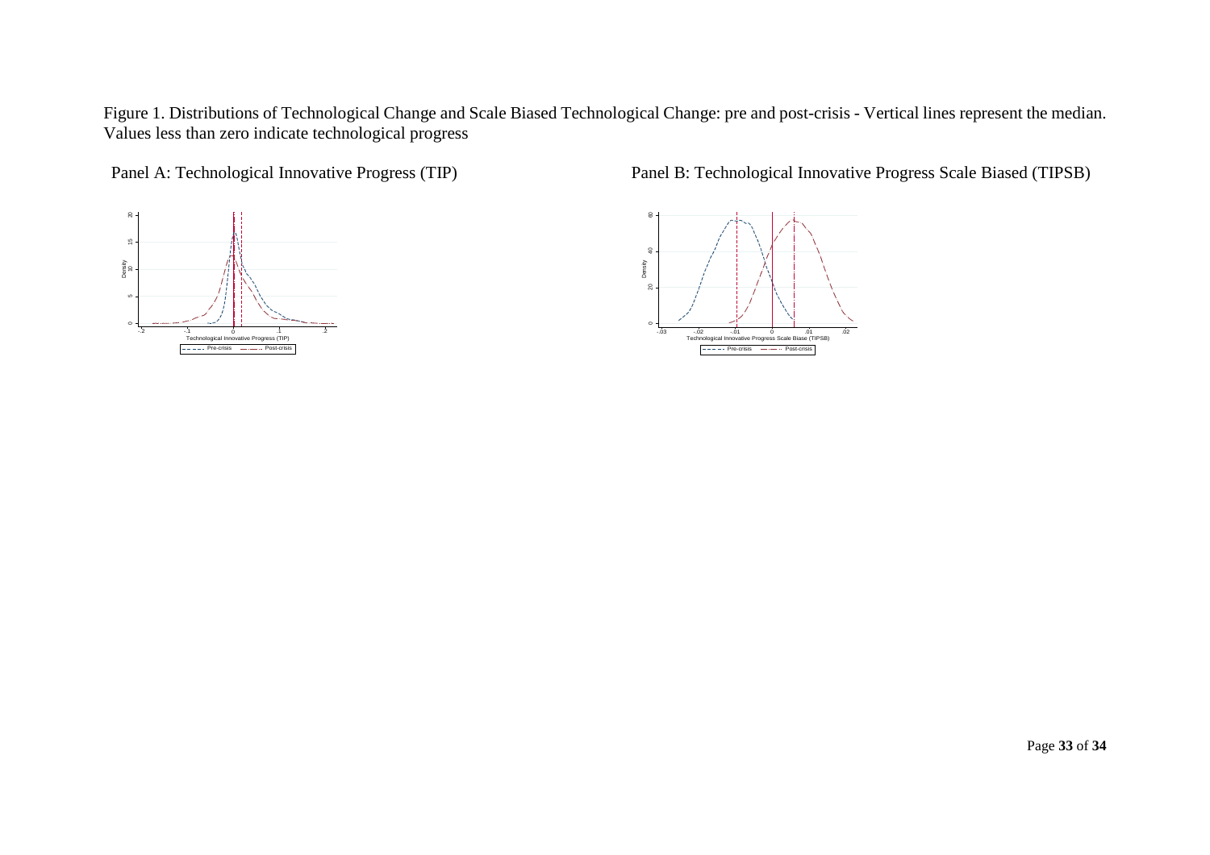Figure 1. Distributions of Technological Change and Scale Biased Technological Change: pre and post-crisis - Vertical lines represent the median. Values less than zero indicate technological progress

Panel A: Technological Innovative Progress (TIP)

Panel B: Technological Innovative Progress Scale Biased (TIPSB)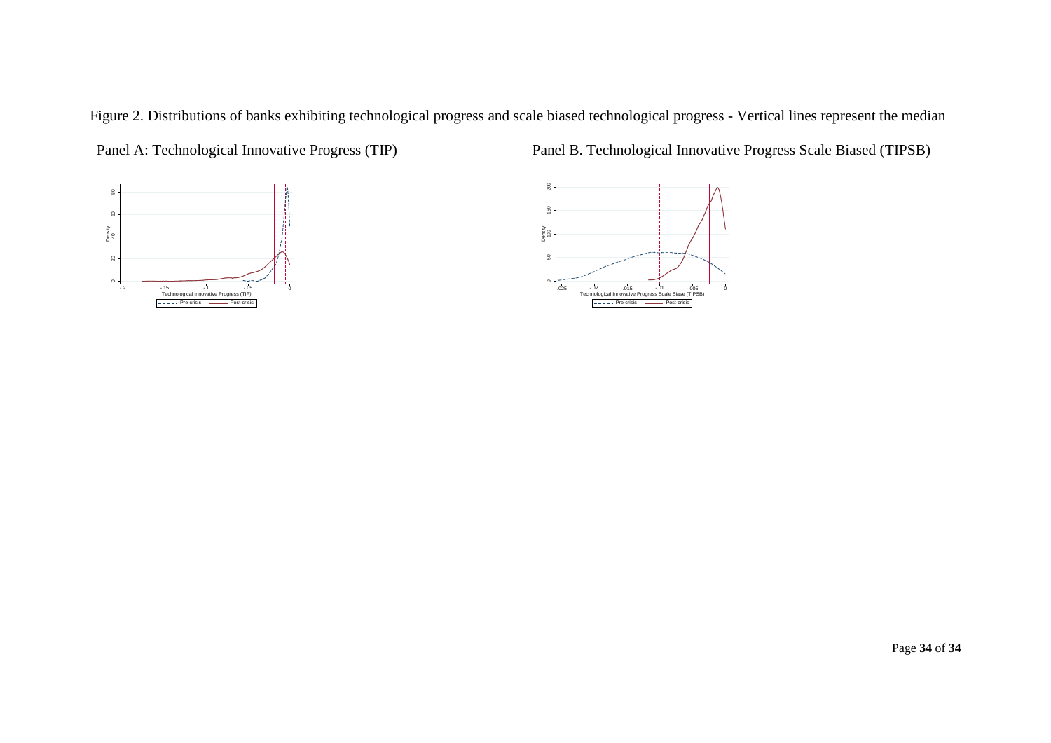Figure 2. Distributions of banks exhibiting technological progress and scale biased technological progress - Vertical lines represent the median

Panel A: Technological Innovative Progress (TIP)

Density

0
20
40
60
80

-.2
-.15
-.1
-.05
0

Technological Innovative Progress (TIP)

Pre-crisis
Post-crisis

Panel B. Technological Innovative Progress Scale Biased (TIPSB)

Density

0
50
100
150
200

-.025
-.02
-.015
-.01
-.005
0

Technological Innovative Progress Scale Biase (TIPSB)

Pre-crisis
Post-crisis